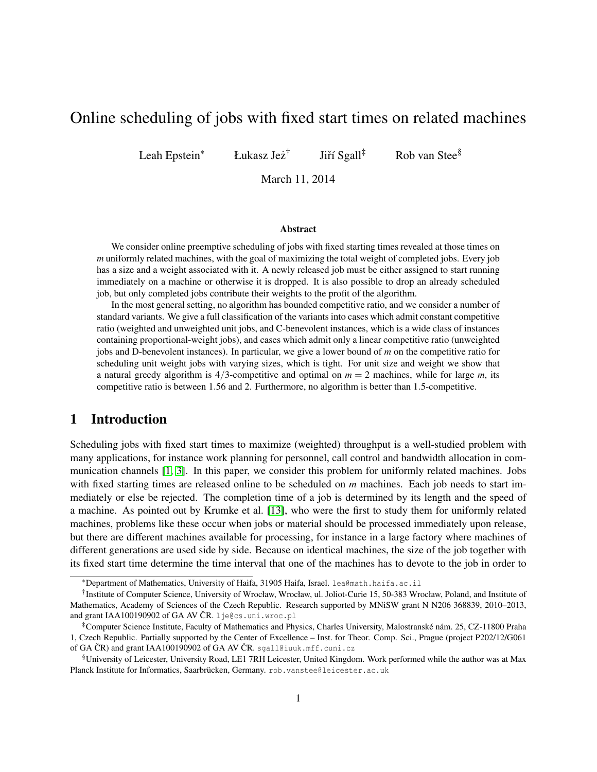# Online scheduling of jobs with fixed start times on related machines

Leah Epstein[*] Łukasz Jeż[†] Jiří Sgall[‡] Rob van Stee[§]

March 11, 2014

### Abstract

We consider online preemptive scheduling of jobs with fixed starting times revealed at those times on $m$ uniformly related machines, with the goal of maximizing the total weight of completed jobs. Every job has a size and a weight associated with it. A newly released job must be either assigned to start running immediately on a machine or otherwise it is dropped. It is also possible to drop an already scheduled job, but only completed jobs contribute their weights to the profit of the algorithm.

In the most general setting, no algorithm has bounded competitive ratio, and we consider a number of standard variants. We give a full classification of the variants into cases which admit constant competitive ratio (weighted and unweighted unit jobs, and C-benevolent instances, which is a wide class of instances containing proportional-weight jobs), and cases which admit only a linear competitive ratio (unweighted jobs and D-benevolent instances). In particular, we give a lower bound of $m$ on the competitive ratio for scheduling unit weight jobs with varying sizes, which is tight. For unit size and weight we show that a natural greedy algorithm is $4/3$-competitive and optimal on $m = 2$ machines, while for large $m$, its competitive ratio is between 1.56 and 2. Furthermore, no algorithm is better than 1.5-competitive.

## 1 Introduction

Scheduling jobs with fixed start times to maximize (weighted) throughput is a well-studied problem with many applications, for instance work planning for personnel, call control and bandwidth allocation in communication channels [1, 3]. In this paper, we consider this problem for uniformly related machines. Jobs with fixed starting times are released online to be scheduled on $m$ machines. Each job needs to start immediately or else be rejected. The completion time of a job is determined by its length and the speed of a machine. As pointed out by Krumke et al. [13], who were the first to study them for uniformly related machines, problems like these occur when jobs or material should be processed immediately upon release, but there are different machines available for processing, for instance in a large factory where machines of different generations are used side by side. Because on identical machines, the size of the job together with its fixed start time determine the time interval that one of the machines has to devote to the job in order to

---

[*]Department of Mathematics, University of Haifa, 31905 Haifa, Israel. lea@math.haifa.ac.il

[†]Institute of Computer Science, University of Wrocław, Wrocław, ul. Joliot-Curie 15, 50-383 Wrocław, Poland, and Institute of Mathematics, Academy of Sciences of the Czech Republic. Research supported by MNiSW grant N N206 368839, 2010–2013, and grant IAA100190902 of GA AV ČR. lje@cs.uni.wroc.pl

[‡]Computer Science Institute, Faculty of Mathematics and Physics, Charles University, Malostranské nám. 25, CZ-11800 Praha 1, Czech Republic. Partially supported by the Center of Excellence – Inst. for Theor. Comp. Sci., Prague (project P202/12/G061 of GA ČR) and grant IAA100190902 of GA AV ČR. sgall@iuuk.mff.cuni.cz

[§]University of Leicester, University Road, LE1 7RH Leicester, United Kingdom. Work performed while the author was at Max Planck Institute for Informatics, Saarbrücken, Germany. rob.vanstee@leicester.ac.uk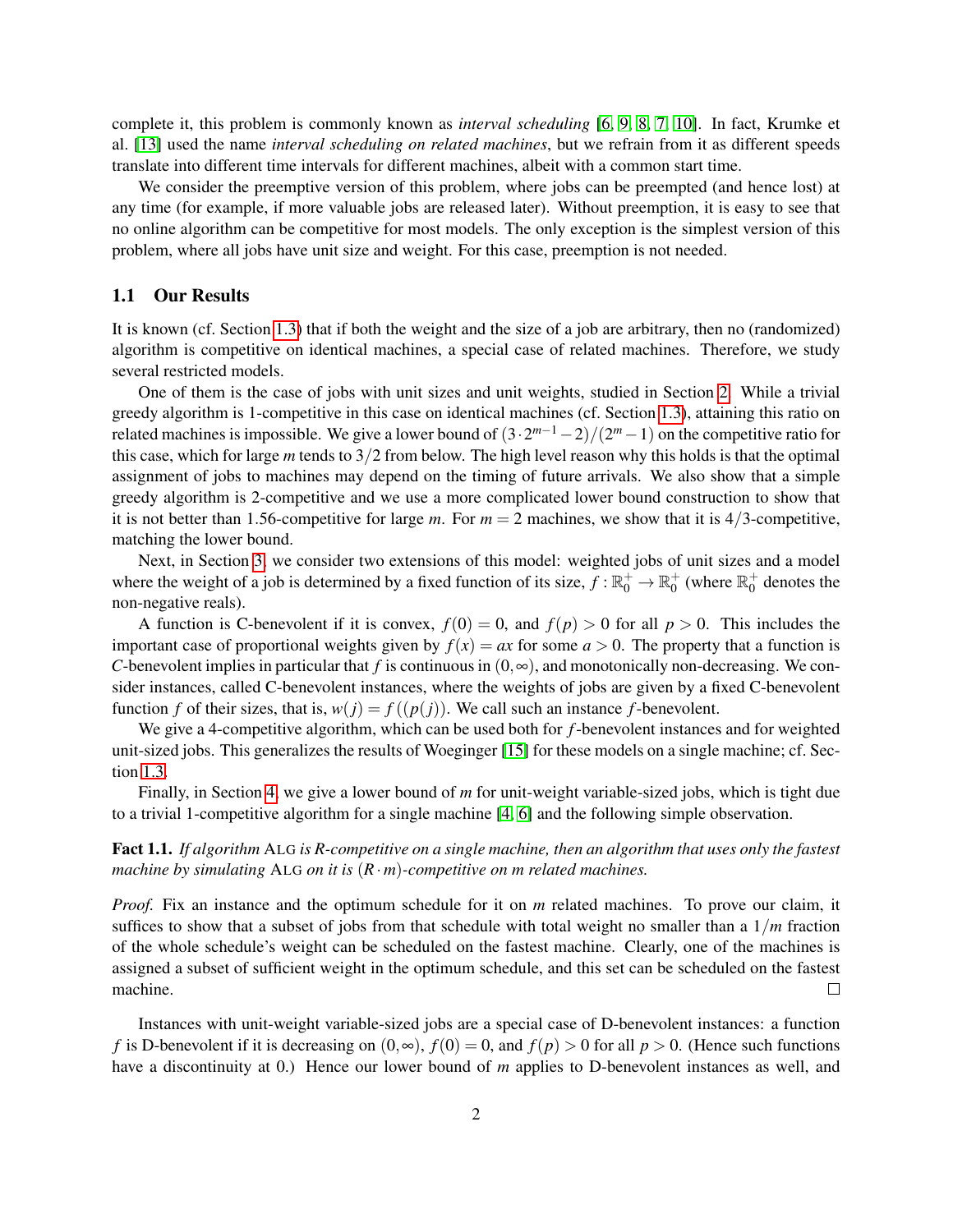complete it, this problem is commonly known as *interval scheduling* [6, 9, 8, 7, 10]. In fact, Krumke et al. [13] used the name *interval scheduling on related machines*, but we refrain from it as different speeds translate into different time intervals for different machines, albeit with a common start time.

We consider the preemptive version of this problem, where jobs can be preempted (and hence lost) at any time (for example, if more valuable jobs are released later). Without preemption, it is easy to see that no online algorithm can be competitive for most models. The only exception is the simplest version of this problem, where all jobs have unit size and weight. For this case, preemption is not needed.

## 1.1 Our Results

It is known (cf. Section 1.3) that if both the weight and the size of a job are arbitrary, then no (randomized) algorithm is competitive on identical machines, a special case of related machines. Therefore, we study several restricted models.

One of them is the case of jobs with unit sizes and unit weights, studied in Section 2. While a trivial greedy algorithm is 1-competitive in this case on identical machines (cf. Section 1.3), attaining this ratio on related machines is impossible. We give a lower bound of $(3 \cdot 2^{m-1} - 2)/(2^m - 1)$ on the competitive ratio for this case, which for large $m$ tends to $3/2$ from below. The high level reason why this holds is that the optimal assignment of jobs to machines may depend on the timing of future arrivals. We also show that a simple greedy algorithm is 2-competitive and we use a more complicated lower bound construction to show that it is not better than 1.56-competitive for large $m$. For $m = 2$ machines, we show that it is $4/3$-competitive, matching the lower bound.

Next, in Section 3, we consider two extensions of this model: weighted jobs of unit sizes and a model where the weight of a job is determined by a fixed function of its size, $f : \mathbb{R}_0^+ \to \mathbb{R}_0^+$ (where $\mathbb{R}_0^+$ denotes the non-negative reals).

A function is C-benevolent if it is convex, $f(0) = 0$, and $f(p) > 0$ for all $p > 0$. This includes the important case of proportional weights given by $f(x) = ax$ for some $a > 0$. The property that a function is $C$-benevolent implies in particular that $f$ is continuous in $(0, \infty)$, and monotonically non-decreasing. We consider instances, called C-benevolent instances, where the weights of jobs are given by a fixed C-benevolent function $f$ of their sizes, that is, $w(j) = f((p(j))$. We call such an instance $f$-benevolent.

We give a 4-competitive algorithm, which can be used both for $f$-benevolent instances and for weighted unit-sized jobs. This generalizes the results of Woeginger [15] for these models on a single machine; cf. Section 1.3.

Finally, in Section 4, we give a lower bound of $m$ for unit-weight variable-sized jobs, which is tight due to a trivial 1-competitive algorithm for a single machine [4, 6] and the following simple observation.

**Fact 1.1.** *If algorithm* ALG *is $R$-competitive on a single machine, then an algorithm that uses only the fastest machine by simulating* ALG *on it is $(R \cdot m)$-competitive on $m$ related machines.*

*Proof.* Fix an instance and the optimum schedule for it on $m$ related machines. To prove our claim, it suffices to show that a subset of jobs from that schedule with total weight no smaller than a $1/m$ fraction of the whole schedule's weight can be scheduled on the fastest machine. Clearly, one of the machines is assigned a subset of sufficient weight in the optimum schedule, and this set can be scheduled on the fastest machine. □

Instances with unit-weight variable-sized jobs are a special case of D-benevolent instances: a function $f$ is D-benevolent if it is decreasing on $(0, \infty)$, $f(0) = 0$, and $f(p) > 0$ for all $p > 0$. (Hence such functions have a discontinuity at 0.) Hence our lower bound of $m$ applies to D-benevolent instances as well, and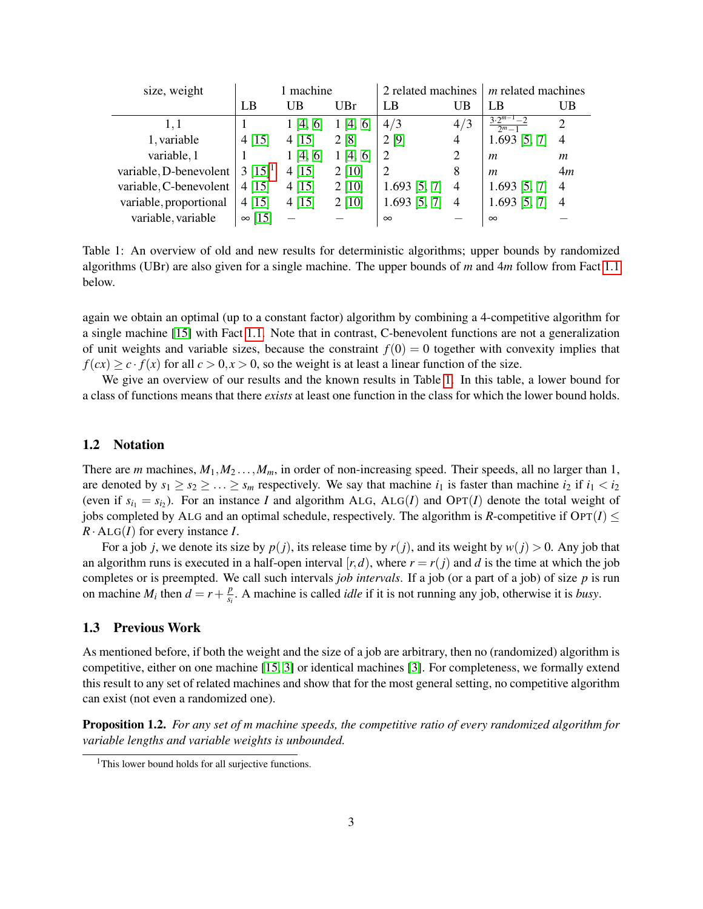| size, weight | 1 machine | | | 2 related machines | | $m$ related machines | |
|---|---|---|---|---|---|---|---|
| | LB | UB | UBr | LB | UB | LB | UB |
| 1, 1 | 1 | 1 [4, 6] | 1 [4, 6] | 4/3 | 4/3 | $\frac{3 \cdot 2^{m-1}-2}{2^m-1}$ | 2 |
| 1, variable | 4 [15] | 4 [15] | 2 [8] | 2 [9] | 4 | 1.693 [5, 7] | 4 |
| variable, 1 | 1 | 1 [4, 6] | 1 [4, 6] | 2 | 2 | $m$ | $m$ |
| variable, D-benevolent | 3 [15][1] | 4 [15] | 2 [10] | 2 | 8 | $m$ | $4m$ |
| variable, C-benevolent | 4 [15] | 4 [15] | 2 [10] | 1.693 [5, 7] | 4 | 1.693 [5, 7] | 4 |
| variable, proportional | 4 [15] | 4 [15] | 2 [10] | 1.693 [5, 7] | 4 | 1.693 [5, 7] | 4 |
| variable, variable | $\infty$ [15] | – | – | $\infty$ | – | $\infty$ | – |

Table 1: An overview of old and new results for deterministic algorithms; upper bounds by randomized algorithms (UBr) are also given for a single machine. The upper bounds of $m$ and $4m$ follow from Fact 1.1 below.

again we obtain an optimal (up to a constant factor) algorithm by combining a 4-competitive algorithm for a single machine [15] with Fact 1.1. Note that in contrast, C-benevolent functions are not a generalization of unit weights and variable sizes, because the constraint $f(0) = 0$ together with convexity implies that $f(cx) \geq c \cdot f(x)$ for all $c > 0, x > 0$, so the weight is at least a linear function of the size.

We give an overview of our results and the known results in Table 1. In this table, a lower bound for a class of functions means that there *exists* at least one function in the class for which the lower bound holds.

### 1.2 Notation

There are $m$ machines, $M_1, M_2 \ldots, M_m$, in order of non-increasing speed. Their speeds, all no larger than 1, are denoted by $s_1 \geq s_2 \geq \ldots \geq s_m$ respectively. We say that machine $i_1$ is faster than machine $i_2$ if $i_1 < i_2$ (even if $s_{i_1} = s_{i_2}$). For an instance $I$ and algorithm ALG, ALG$(I)$ and OPT$(I)$ denote the total weight of jobs completed by ALG and an optimal schedule, respectively. The algorithm is $R$-competitive if OPT$(I) \leq R \cdot$ ALG$(I)$ for every instance $I$.

For a job $j$, we denote its size by $p(j)$, its release time by $r(j)$, and its weight by $w(j) > 0$. Any job that an algorithm runs is executed in a half-open interval $[r, d)$, where $r = r(j)$ and $d$ is the time at which the job completes or is preempted. We call such intervals *job intervals*. If a job (or a part of a job) of size $p$ is run on machine $M_i$ then $d = r + \frac{p}{s_i}$. A machine is called *idle* if it is not running any job, otherwise it is *busy*.

### 1.3 Previous Work

As mentioned before, if both the weight and the size of a job are arbitrary, then no (randomized) algorithm is competitive, either on one machine [15, 3] or identical machines [3]. For completeness, we formally extend this result to any set of related machines and show that for the most general setting, no competitive algorithm can exist (not even a randomized one).

**Proposition 1.2.** *For any set of m machine speeds, the competitive ratio of every randomized algorithm for variable lengths and variable weights is unbounded.*

[1] This lower bound holds for all surjective functions.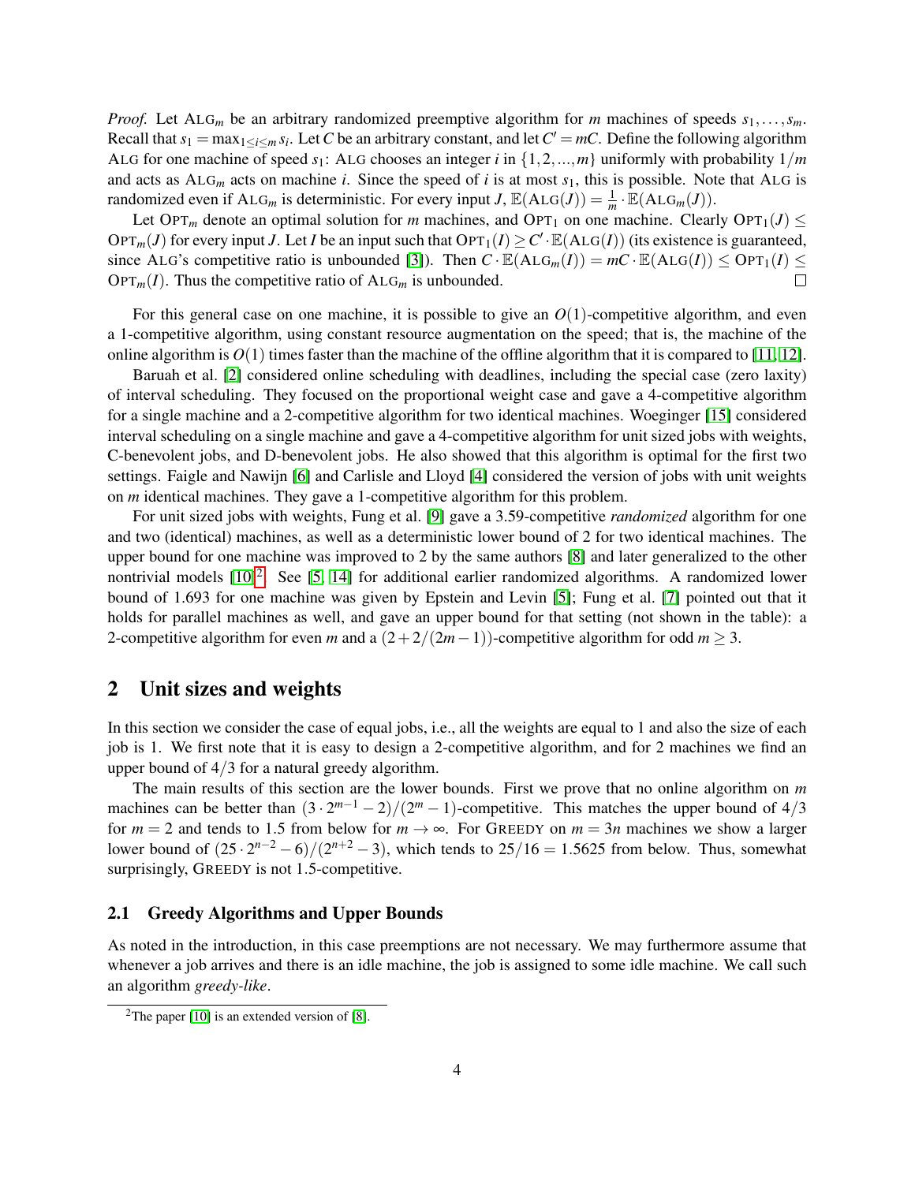*Proof.* Let $\text{ALG}_m$ be an arbitrary randomized preemptive algorithm for $m$ machines of speeds $s_1,\ldots,s_m$. Recall that $s_1 = \max_{1\le i\le m} s_i$. Let $C$ be an arbitrary constant, and let $C' = mC$. Define the following algorithm ALG for one machine of speed $s_1$: ALG chooses an integer $i$ in $\{1,2,...,m\}$ uniformly with probability $1/m$ and acts as $\text{ALG}_m$ acts on machine $i$. Since the speed of $i$ is at most $s_1$, this is possible. Note that ALG is randomized even if $\text{ALG}_m$ is deterministic. For every input $J$, $\mathbb{E}(\text{ALG}(J)) = \frac{1}{m}\cdot\mathbb{E}(\text{ALG}_m(J))$.

Let $\text{OPT}_m$ denote an optimal solution for $m$ machines, and $\text{OPT}_1$ on one machine. Clearly $\text{OPT}_1(J) \le \text{OPT}_m(J)$ for every input $J$. Let $I$ be an input such that $\text{OPT}_1(I) \ge C'\cdot\mathbb{E}(\text{ALG}(I))$ (its existence is guaranteed, since ALG's competitive ratio is unbounded [3]). Then $C\cdot\mathbb{E}(\text{ALG}_m(I)) = mC\cdot\mathbb{E}(\text{ALG}(I)) \le \text{OPT}_1(I) \le \text{OPT}_m(I)$. Thus the competitive ratio of $\text{ALG}_m$ is unbounded. ☐

For this general case on one machine, it is possible to give an $O(1)$-competitive algorithm, and even a 1-competitive algorithm, using constant resource augmentation on the speed; that is, the machine of the online algorithm is $O(1)$ times faster than the machine of the offline algorithm that it is compared to [11, 12].

Baruah et al. [2] considered online scheduling with deadlines, including the special case (zero laxity) of interval scheduling. They focused on the proportional weight case and gave a 4-competitive algorithm for a single machine and a 2-competitive algorithm for two identical machines. Woeginger [15] considered interval scheduling on a single machine and gave a 4-competitive algorithm for unit sized jobs with weights, C-benevolent jobs, and D-benevolent jobs. He also showed that this algorithm is optimal for the first two settings. Faigle and Nawijn [6] and Carlisle and Lloyd [4] considered the version of jobs with unit weights on $m$ identical machines. They gave a 1-competitive algorithm for this problem.

For unit sized jobs with weights, Fung et al. [9] gave a 3.59-competitive *randomized* algorithm for one and two (identical) machines, as well as a deterministic lower bound of 2 for two identical machines. The upper bound for one machine was improved to 2 by the same authors [8] and later generalized to the other nontrivial models [10][2]. See [5, 14] for additional earlier randomized algorithms. A randomized lower bound of 1.693 for one machine was given by Epstein and Levin [5]; Fung et al. [7] pointed out that it holds for parallel machines as well, and gave an upper bound for that setting (not shown in the table): a 2-competitive algorithm for even $m$ and a $(2+2/(2m-1))$-competitive algorithm for odd $m\ge 3$.

## 2 Unit sizes and weights

In this section we consider the case of equal jobs, i.e., all the weights are equal to 1 and also the size of each job is 1. We first note that it is easy to design a 2-competitive algorithm, and for 2 machines we find an upper bound of $4/3$ for a natural greedy algorithm.

The main results of this section are the lower bounds. First we prove that no online algorithm on $m$ machines can be better than $(3\cdot 2^{m-1}-2)/(2^m-1)$-competitive. This matches the upper bound of $4/3$ for $m=2$ and tends to 1.5 from below for $m\to\infty$. For GREEDY on $m=3n$ machines we show a larger lower bound of $(25\cdot 2^{n-2}-6)/(2^{n+2}-3)$, which tends to $25/16 = 1.5625$ from below. Thus, somewhat surprisingly, GREEDY is not 1.5-competitive.

### 2.1 Greedy Algorithms and Upper Bounds

As noted in the introduction, in this case preemptions are not necessary. We may furthermore assume that whenever a job arrives and there is an idle machine, the job is assigned to some idle machine. We call such an algorithm *greedy-like*.

[2] The paper [10] is an extended version of [8].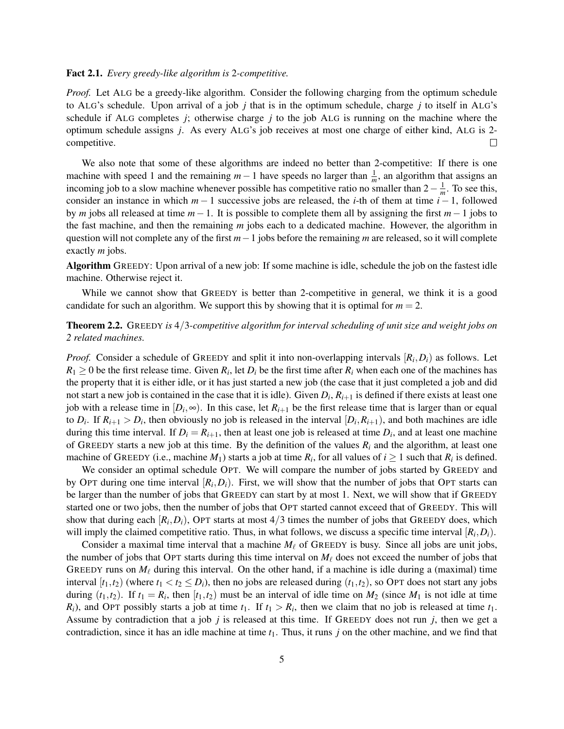**Fact 2.1.** *Every greedy-like algorithm is 2-competitive.*

*Proof.* Let ALG be a greedy-like algorithm. Consider the following charging from the optimum schedule to ALG's schedule. Upon arrival of a job $j$ that is in the optimum schedule, charge $j$ to itself in ALG's schedule if ALG completes $j$; otherwise charge $j$ to the job ALG is running on the machine where the optimum schedule assigns $j$. As every ALG's job receives at most one charge of either kind, ALG is 2-competitive. □

We also note that some of these algorithms are indeed no better than 2-competitive: If there is one machine with speed 1 and the remaining $m-1$ have speeds no larger than $\frac{1}{m}$, an algorithm that assigns an incoming job to a slow machine whenever possible has competitive ratio no smaller than $2 - \frac{1}{m}$. To see this, consider an instance in which $m-1$ successive jobs are released, the $i$-th of them at time $i-1$, followed by $m$ jobs all released at time $m-1$. It is possible to complete them all by assigning the first $m-1$ jobs to the fast machine, and then the remaining $m$ jobs each to a dedicated machine. However, the algorithm in question will not complete any of the first $m-1$ jobs before the remaining $m$ are released, so it will complete exactly $m$ jobs.

**Algorithm** GREEDY: Upon arrival of a new job: If some machine is idle, schedule the job on the fastest idle machine. Otherwise reject it.

While we cannot show that GREEDY is better than 2-competitive in general, we think it is a good candidate for such an algorithm. We support this by showing that it is optimal for $m = 2$.

**Theorem 2.2.** GREEDY *is* $4/3$*-competitive algorithm for interval scheduling of unit size and weight jobs on 2 related machines.*

*Proof.* Consider a schedule of GREEDY and split it into non-overlapping intervals $[R_i, D_i)$ as follows. Let $R_1 \geq 0$ be the first release time. Given $R_i$, let $D_i$ be the first time after $R_i$ when each one of the machines has the property that it is either idle, or it has just started a new job (the case that it just completed a job and did not start a new job is contained in the case that it is idle). Given $D_i$, $R_{i+1}$ is defined if there exists at least one job with a release time in $[D_i, \infty)$. In this case, let $R_{i+1}$ be the first release time that is larger than or equal to $D_i$. If $R_{i+1} > D_i$, then obviously no job is released in the interval $[D_i, R_{i+1})$, and both machines are idle during this time interval. If $D_i = R_{i+1}$, then at least one job is released at time $D_i$, and at least one machine of GREEDY starts a new job at this time. By the definition of the values $R_i$ and the algorithm, at least one machine of GREEDY (i.e., machine $M_1$) starts a job at time $R_i$, for all values of $i \geq 1$ such that $R_i$ is defined.

We consider an optimal schedule OPT. We will compare the number of jobs started by GREEDY and by OPT during one time interval $[R_i, D_i)$. First, we will show that the number of jobs that OPT starts can be larger than the number of jobs that GREEDY can start by at most 1. Next, we will show that if GREEDY started one or two jobs, then the number of jobs that OPT started cannot exceed that of GREEDY. This will show that during each $[R_i, D_i)$, OPT starts at most $4/3$ times the number of jobs that GREEDY does, which will imply the claimed competitive ratio. Thus, in what follows, we discuss a specific time interval $[R_i, D_i)$.

Consider a maximal time interval that a machine $M_\ell$ of GREEDY is busy. Since all jobs are unit jobs, the number of jobs that OPT starts during this time interval on $M_\ell$ does not exceed the number of jobs that GREEDY runs on $M_\ell$ during this interval. On the other hand, if a machine is idle during a (maximal) time interval $[t_1, t_2)$ (where $t_1 < t_2 \leq D_i$), then no jobs are released during $(t_1, t_2)$, so OPT does not start any jobs during $(t_1, t_2)$. If $t_1 = R_i$, then $[t_1, t_2)$ must be an interval of idle time on $M_2$ (since $M_1$ is not idle at time $R_i$), and OPT possibly starts a job at time $t_1$. If $t_1 > R_i$, then we claim that no job is released at time $t_1$. Assume by contradiction that a job $j$ is released at this time. If GREEDY does not run $j$, then we get a contradiction, since it has an idle machine at time $t_1$. Thus, it runs $j$ on the other machine, and we find that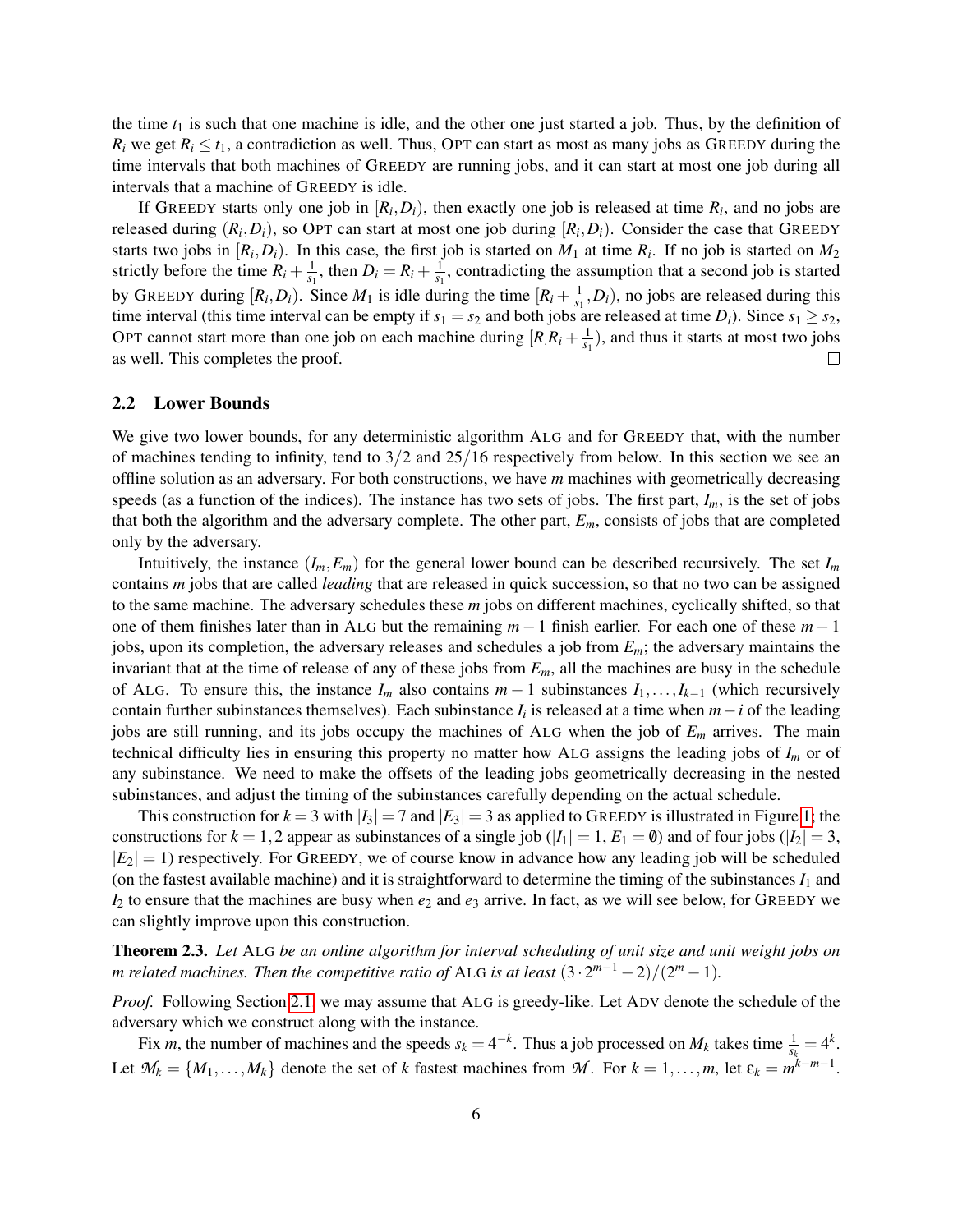the time $t_1$ is such that one machine is idle, and the other one just started a job. Thus, by the definition of $R_i$ we get $R_i \le t_1$, a contradiction as well. Thus, OPT can start as most as many jobs as GREEDY during the time intervals that both machines of GREEDY are running jobs, and it can start at most one job during all intervals that a machine of GREEDY is idle.

If GREEDY starts only one job in $[R_i, D_i)$, then exactly one job is released at time $R_i$, and no jobs are released during $(R_i, D_i)$, so OPT can start at most one job during $[R_i, D_i)$. Consider the case that GREEDY starts two jobs in $[R_i, D_i)$. In this case, the first job is started on $M_1$ at time $R_i$. If no job is started on $M_2$ strictly before the time $R_i + \frac{1}{s_1}$, then $D_i = R_i + \frac{1}{s_1}$, contradicting the assumption that a second job is started by GREEDY during $[R_i, D_i)$. Since $M_1$ is idle during the time $[R_i + \frac{1}{s_1}, D_i)$, no jobs are released during this time interval (this time interval can be empty if $s_1 = s_2$ and both jobs are released at time $D_i$). Since $s_1 \ge s_2$, OPT cannot start more than one job on each machine during $[R, R_i + \frac{1}{s_1})$, and thus it starts at most two jobs as well. This completes the proof. □

## 2.2 Lower Bounds

We give two lower bounds, for any deterministic algorithm ALG and for GREEDY that, with the number of machines tending to infinity, tend to $3/2$ and $25/16$ respectively from below. In this section we see an offline solution as an adversary. For both constructions, we have $m$ machines with geometrically decreasing speeds (as a function of the indices). The instance has two sets of jobs. The first part, $I_m$, is the set of jobs that both the algorithm and the adversary complete. The other part, $E_m$, consists of jobs that are completed only by the adversary.

Intuitively, the instance $(I_m, E_m)$ for the general lower bound can be described recursively. The set $I_m$ contains $m$ jobs that are called *leading* that are released in quick succession, so that no two can be assigned to the same machine. The adversary schedules these $m$ jobs on different machines, cyclically shifted, so that one of them finishes later than in ALG but the remaining $m-1$ finish earlier. For each one of these $m-1$ jobs, upon its completion, the adversary releases and schedules a job from $E_m$; the adversary maintains the invariant that at the time of release of any of these jobs from $E_m$, all the machines are busy in the schedule of ALG. To ensure this, the instance $I_m$ also contains $m-1$ subinstances $I_1, \ldots, I_{k-1}$ (which recursively contain further subinstances themselves). Each subinstance $I_i$ is released at a time when $m-i$ of the leading jobs are still running, and its jobs occupy the machines of ALG when the job of $E_m$ arrives. The main technical difficulty lies in ensuring this property no matter how ALG assigns the leading jobs of $I_m$ or of any subinstance. We need to make the offsets of the leading jobs geometrically decreasing in the nested subinstances, and adjust the timing of the subinstances carefully depending on the actual schedule.

This construction for $k = 3$ with $|I_3| = 7$ and $|E_3| = 3$ as applied to GREEDY is illustrated in Figure 1; the constructions for $k = 1, 2$ appear as subinstances of a single job ($|I_1| = 1$, $E_1 = \emptyset$) and of four jobs ($|I_2| = 3$, $|E_2| = 1$) respectively. For GREEDY, we of course know in advance how any leading job will be scheduled (on the fastest available machine) and it is straightforward to determine the timing of the subinstances $I_1$ and $I_2$ to ensure that the machines are busy when $e_2$ and $e_3$ arrive. In fact, as we will see below, for GREEDY we can slightly improve upon this construction.

**Theorem 2.3.** *Let* ALG *be an online algorithm for interval scheduling of unit size and unit weight jobs on $m$ related machines. Then the competitive ratio of* ALG *is at least $(3 \cdot 2^{m-1} - 2)/(2^m - 1)$.*

*Proof.* Following Section 2.1, we may assume that ALG is greedy-like. Let ADV denote the schedule of the adversary which we construct along with the instance.

Fix $m$, the number of machines and the speeds $s_k = 4^{-k}$. Thus a job processed on $M_k$ takes time $\frac{1}{s_k} = 4^k$. Let $\mathcal{M}_k = \{M_1, \ldots, M_k\}$ denote the set of $k$ fastest machines from $\mathcal{M}$. For $k = 1, \ldots, m$, let $\varepsilon_k = m^{k-m-1}$.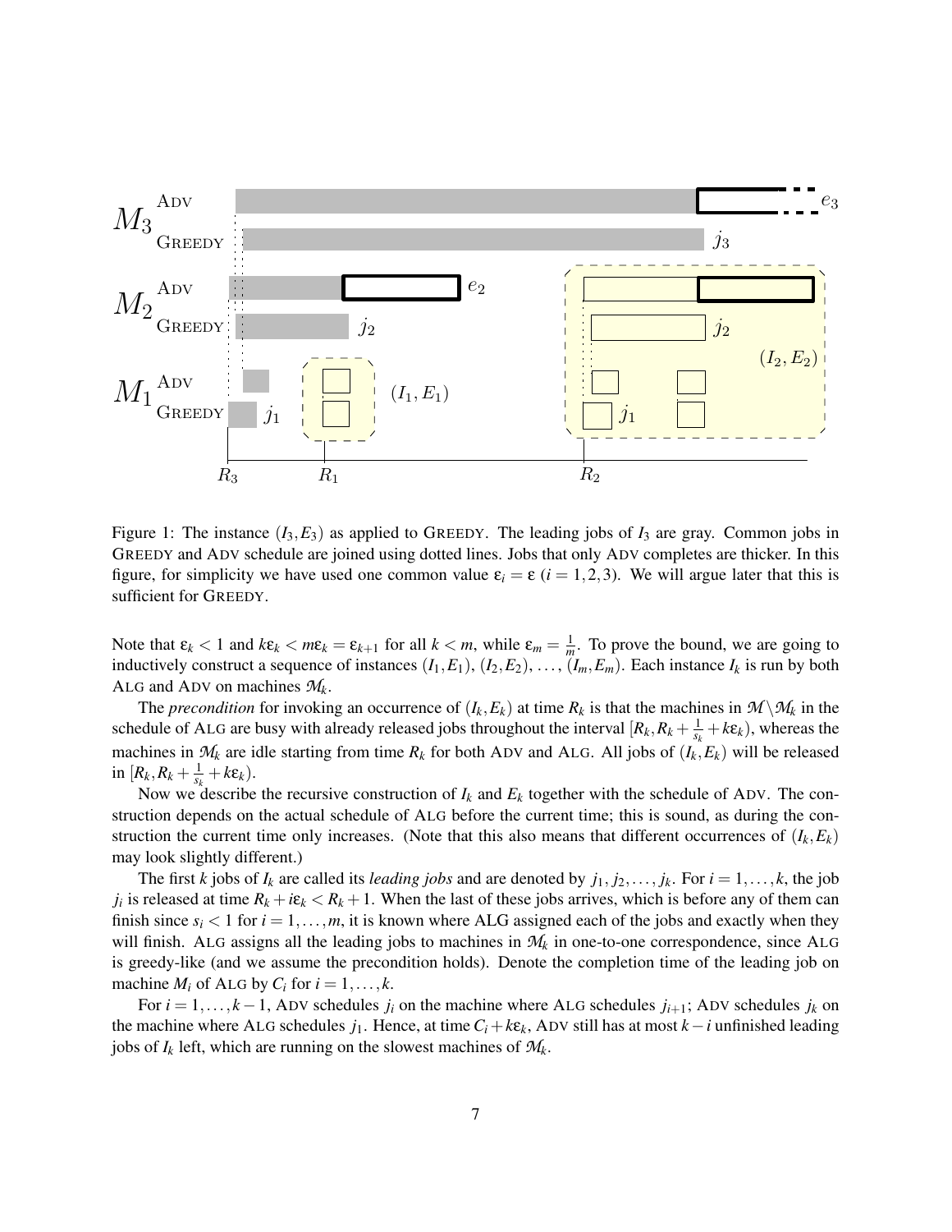Figure 1: The instance $(I_3, E_3)$ as applied to GREEDY. The leading jobs of $I_3$ are gray. Common jobs in GREEDY and ADV schedule are joined using dotted lines. Jobs that only ADV completes are thicker. In this figure, for simplicity we have used one common value $\varepsilon_i = \varepsilon$ $(i = 1, 2, 3)$. We will argue later that this is sufficient for GREEDY.

Note that $\varepsilon_k < 1$ and $k\varepsilon_k < m\varepsilon_k = \varepsilon_{k+1}$ for all $k < m$, while $\varepsilon_m = \frac{1}{m}$. To prove the bound, we are going to inductively construct a sequence of instances $(I_1, E_1)$, $(I_2, E_2)$, ..., $(I_m, E_m)$. Each instance $I_k$ is run by both ALG and ADV on machines $\mathcal{M}_k$.

The *precondition* for invoking an occurrence of $(I_k, E_k)$ at time $R_k$ is that the machines in $\mathcal{M} \setminus \mathcal{M}_k$ in the schedule of ALG are busy with already released jobs throughout the interval $[R_k, R_k + \frac{1}{s_k} + k\varepsilon_k)$, whereas the machines in $\mathcal{M}_k$ are idle starting from time $R_k$ for both ADV and ALG. All jobs of $(I_k, E_k)$ will be released in $[R_k, R_k + \frac{1}{s_k} + k\varepsilon_k)$.

Now we describe the recursive construction of $I_k$ and $E_k$ together with the schedule of ADV. The construction depends on the actual schedule of ALG before the current time; this is sound, as during the construction the current time only increases. (Note that this also means that different occurrences of $(I_k, E_k)$ may look slightly different.)

The first $k$ jobs of $I_k$ are called its *leading jobs* and are denoted by $j_1, j_2, \ldots, j_k$. For $i = 1, \ldots, k$, the job $j_i$ is released at time $R_k + i\varepsilon_k < R_k + 1$. When the last of these jobs arrives, which is before any of them can finish since $s_i < 1$ for $i = 1, \ldots, m$, it is known where ALG assigned each of the jobs and exactly when they will finish. ALG assigns all the leading jobs to machines in $\mathcal{M}_k$ in one-to-one correspondence, since ALG is greedy-like (and we assume the precondition holds). Denote the completion time of the leading job on machine $M_i$ of ALG by $C_i$ for $i = 1, \ldots, k$.

For $i = 1, \ldots, k-1$, ADV schedules $j_i$ on the machine where ALG schedules $j_{i+1}$; ADV schedules $j_k$ on the machine where ALG schedules $j_1$. Hence, at time $C_i + k\varepsilon_k$, ADV still has at most $k - i$ unfinished leading jobs of $I_k$ left, which are running on the slowest machines of $\mathcal{M}_k$.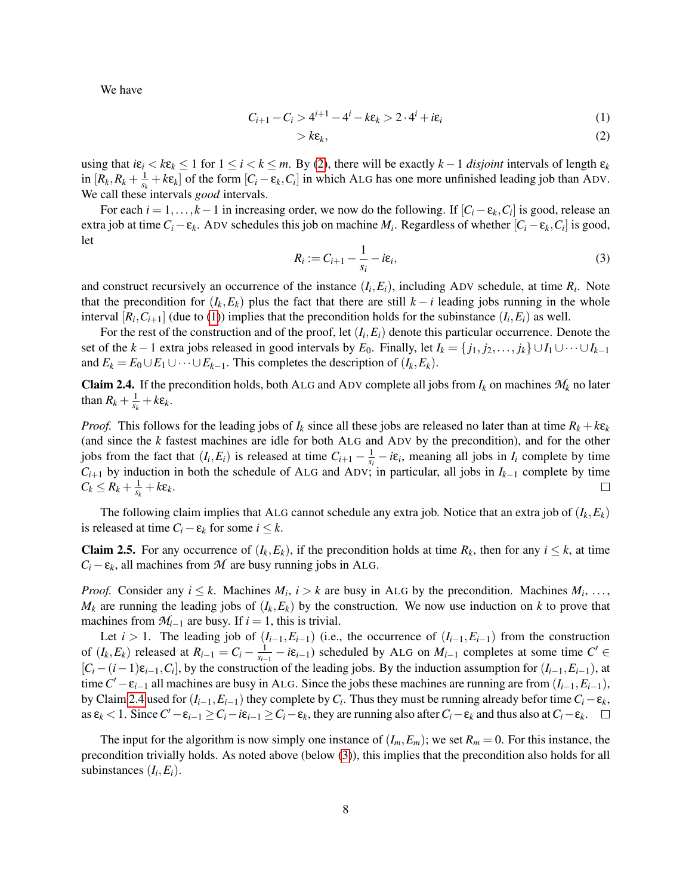We have

$$C_{i+1} - C_i > 4^{i+1} - 4^i - k\varepsilon_k > 2 \cdot 4^i + i\varepsilon_i \tag{1}$$

$$> k\varepsilon_k, \tag{2}$$

using that $i\varepsilon_i < k\varepsilon_k \le 1$ for $1 \le i < k \le m$. By (2), there will be exactly $k-1$ *disjoint* intervals of length $\varepsilon_k$ in $[R_k, R_k + \frac{1}{s_k} + k\varepsilon_k]$ of the form $[C_i - \varepsilon_k, C_i]$ in which ALG has one more unfinished leading job than ADV. We call these intervals *good* intervals.

For each $i = 1, \ldots, k-1$ in increasing order, we now do the following. If $[C_i - \varepsilon_k, C_i]$ is good, release an extra job at time $C_i - \varepsilon_k$. ADV schedules this job on machine $M_i$. Regardless of whether $[C_i - \varepsilon_k, C_i]$ is good, let

$$R_i := C_{i+1} - \frac{1}{s_i} - i\varepsilon_i, \tag{3}$$

and construct recursively an occurrence of the instance $(I_i, E_i)$, including ADV schedule, at time $R_i$. Note that the precondition for $(I_k, E_k)$ plus the fact that there are still $k-i$ leading jobs running in the whole interval $[R_i, C_{i+1}]$ (due to (1)) implies that the precondition holds for the subinstance $(I_i, E_i)$ as well.

For the rest of the construction and of the proof, let $(I_i, E_i)$ denote this particular occurrence. Denote the set of the $k-1$ extra jobs released in good intervals by $E_0$. Finally, let $I_k = \{j_1, j_2, \ldots, j_k\} \cup I_1 \cup \cdots \cup I_{k-1}$ and $E_k = E_0 \cup E_1 \cup \cdots \cup E_{k-1}$. This completes the description of $(I_k, E_k)$.

**Claim 2.4.** If the precondition holds, both ALG and ADV complete all jobs from $I_k$ on machines $\mathcal{M}_k$ no later than $R_k + \frac{1}{s_k} + k\varepsilon_k$.

*Proof.* This follows for the leading jobs of $I_k$ since all these jobs are released no later than at time $R_k + k\varepsilon_k$ (and since the $k$ fastest machines are idle for both ALG and ADV by the precondition), and for the other jobs from the fact that $(I_i, E_i)$ is released at time $C_{i+1} - \frac{1}{s_i} - i\varepsilon_i$, meaning all jobs in $I_i$ complete by time $C_{i+1}$ by induction in both the schedule of ALG and ADV; in particular, all jobs in $I_{k-1}$ complete by time $C_k \le R_k + \frac{1}{s_k} + k\varepsilon_k$. □

The following claim implies that ALG cannot schedule any extra job. Notice that an extra job of $(I_k, E_k)$ is released at time $C_i - \varepsilon_k$ for some $i \le k$.

**Claim 2.5.** For any occurrence of $(I_k, E_k)$, if the precondition holds at time $R_k$, then for any $i \le k$, at time $C_i - \varepsilon_k$, all machines from $\mathcal{M}$ are busy running jobs in ALG.

*Proof.* Consider any $i \le k$. Machines $M_i$, $i > k$ are busy in ALG by the precondition. Machines $M_i$, ..., $M_k$ are running the leading jobs of $(I_k, E_k)$ by the construction. We now use induction on $k$ to prove that machines from $\mathcal{M}_{i-1}$ are busy. If $i = 1$, this is trivial.

Let $i > 1$. The leading job of $(I_{i-1}, E_{i-1})$ (i.e., the occurrence of $(I_{i-1}, E_{i-1})$ from the construction of $(I_k, E_k)$ released at $R_{i-1} = C_i - \frac{1}{s_{i-1}} - i\varepsilon_{i-1}$) scheduled by ALG on $M_{i-1}$ completes at some time $C' \in [C_i - (i-1)\varepsilon_{i-1}, C_i]$, by the construction of the leading jobs. By the induction assumption for $(I_{i-1}, E_{i-1})$, at time $C' - \varepsilon_{i-1}$ all machines are busy in ALG. Since the jobs these machines are running are from $(I_{i-1}, E_{i-1})$, by Claim 2.4 used for $(I_{i-1}, E_{i-1})$ they complete by $C_i$. Thus they must be running already befor time $C_i - \varepsilon_k$, as $\varepsilon_k < 1$. Since $C' - \varepsilon_{i-1} \ge C_i - i\varepsilon_{i-1} \ge C_i - \varepsilon_k$, they are running also after $C_i - \varepsilon_k$ and thus also at $C_i - \varepsilon_k$. □

The input for the algorithm is now simply one instance of $(I_m, E_m)$; we set $R_m = 0$. For this instance, the precondition trivially holds. As noted above (below (3)), this implies that the precondition also holds for all subinstances $(I_i, E_i)$.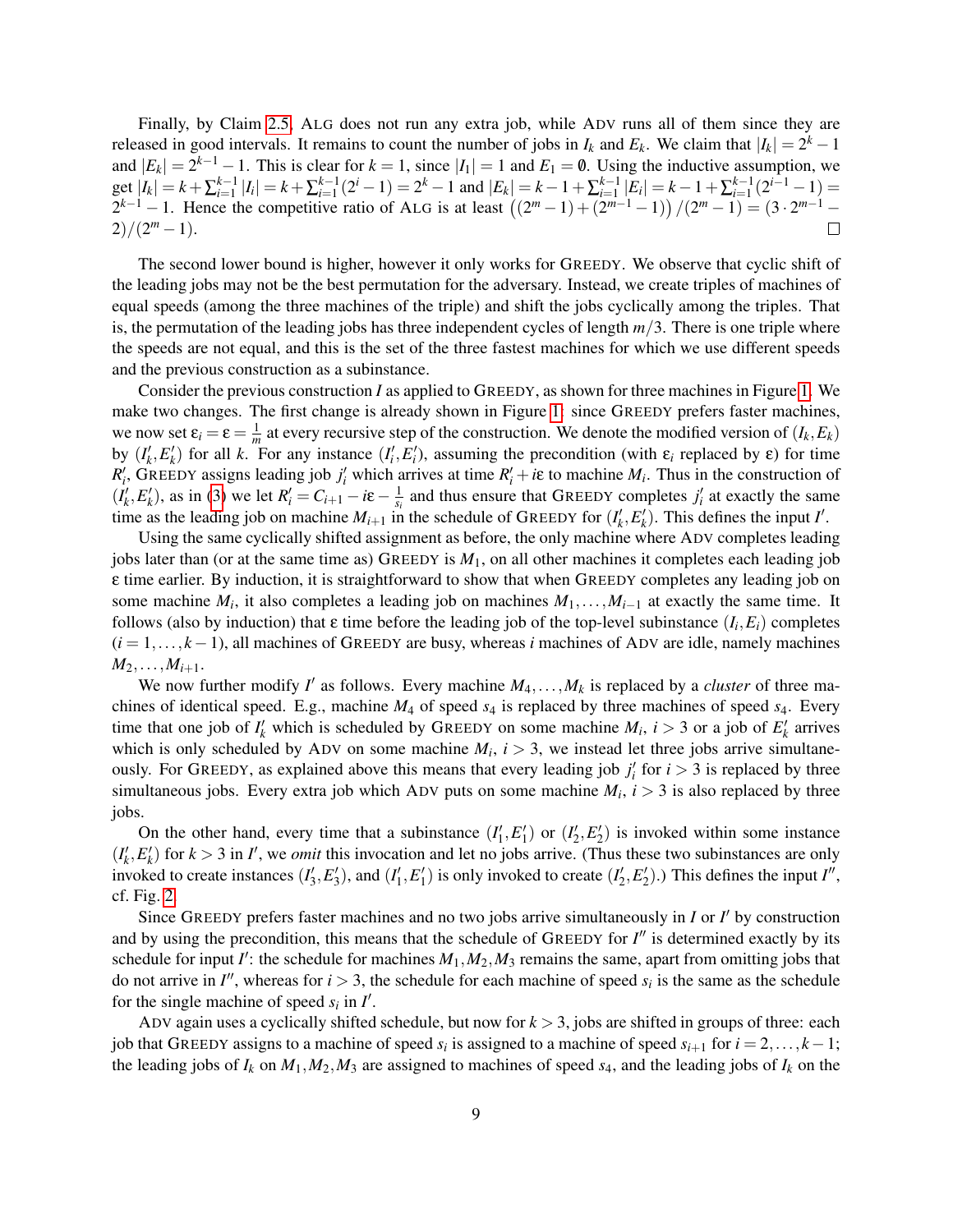Finally, by Claim 2.5, ALG does not run any extra job, while ADV runs all of them since they are released in good intervals. It remains to count the number of jobs in $I_k$ and $E_k$. We claim that $|I_k| = 2^k - 1$ and $|E_k| = 2^{k-1} - 1$. This is clear for $k = 1$, since $|I_1| = 1$ and $E_1 = \emptyset$. Using the inductive assumption, we get $|I_k| = k + \sum_{i=1}^{k-1} |I_i| = k + \sum_{i=1}^{k-1}(2^i - 1) = 2^k - 1$ and $|E_k| = k - 1 + \sum_{i=1}^{k-1} |E_i| = k - 1 + \sum_{i=1}^{k-1}(2^{i-1} - 1) = 2^{k-1} - 1$. Hence the competitive ratio of ALG is at least $\big((2^m - 1) + (2^{m-1} - 1)\big)/(2^m - 1) = (3 \cdot 2^{m-1} - 2)/(2^m - 1)$. ◻

The second lower bound is higher, however it only works for GREEDY. We observe that cyclic shift of the leading jobs may not be the best permutation for the adversary. Instead, we create triples of machines of equal speeds (among the three machines of the triple) and shift the jobs cyclically among the triples. That is, the permutation of the leading jobs has three independent cycles of length $m/3$. There is one triple where the speeds are not equal, and this is the set of the three fastest machines for which we use different speeds and the previous construction as a subinstance.

Consider the previous construction $I$ as applied to GREEDY, as shown for three machines in Figure 1. We make two changes. The first change is already shown in Figure 1: since GREEDY prefers faster machines, we now set $\varepsilon_i = \varepsilon = \frac{1}{m}$ at every recursive step of the construction. We denote the modified version of $(I_k, E_k)$ by $(I'_k, E'_k)$ for all $k$. For any instance $(I'_i, E'_i)$, assuming the precondition (with $\varepsilon_i$ replaced by $\varepsilon$) for time $R'_i$, GREEDY assigns leading job $j'_i$ which arrives at time $R'_i + i\varepsilon$ to machine $M_i$. Thus in the construction of $(I'_k, E'_k)$, as in (3) we let $R'_i = C_{i+1} - i\varepsilon - \frac{1}{s_i}$ and thus ensure that GREEDY completes $j'_i$ at exactly the same time as the leading job on machine $M_{i+1}$ in the schedule of GREEDY for $(I'_k, E'_k)$. This defines the input $I'$.

Using the same cyclically shifted assignment as before, the only machine where ADV completes leading jobs later than (or at the same time as) GREEDY is $M_1$, on all other machines it completes each leading job $\varepsilon$ time earlier. By induction, it is straightforward to show that when GREEDY completes any leading job on some machine $M_i$, it also completes a leading job on machines $M_1, \ldots, M_{i-1}$ at exactly the same time. It follows (also by induction) that $\varepsilon$ time before the leading job of the top-level subinstance $(I_i, E_i)$ completes $(i = 1, \ldots, k-1)$, all machines of GREEDY are busy, whereas $i$ machines of ADV are idle, namely machines $M_2, \ldots, M_{i+1}$.

We now further modify $I'$ as follows. Every machine $M_4, \ldots, M_k$ is replaced by a *cluster* of three machines of identical speed. E.g., machine $M_4$ of speed $s_4$ is replaced by three machines of speed $s_4$. Every time that one job of $I'_k$ which is scheduled by GREEDY on some machine $M_i$, $i > 3$ or a job of $E'_k$ arrives which is only scheduled by ADV on some machine $M_i$, $i > 3$, we instead let three jobs arrive simultaneously. For GREEDY, as explained above this means that every leading job $j'_i$ for $i > 3$ is replaced by three simultaneous jobs. Every extra job which ADV puts on some machine $M_i$, $i > 3$ is also replaced by three jobs.

On the other hand, every time that a subinstance $(I'_1, E'_1)$ or $(I'_2, E'_2)$ is invoked within some instance $(I'_k, E'_k)$ for $k > 3$ in $I'$, we *omit* this invocation and let no jobs arrive. (Thus these two subinstances are only invoked to create instances $(I'_3, E'_3)$, and $(I'_1, E'_1)$ is only invoked to create $(I'_2, E'_2)$.) This defines the input $I''$, cf. Fig. 2.

Since GREEDY prefers faster machines and no two jobs arrive simultaneously in $I$ or $I'$ by construction and by using the precondition, this means that the schedule of GREEDY for $I''$ is determined exactly by its schedule for input $I'$: the schedule for machines $M_1, M_2, M_3$ remains the same, apart from omitting jobs that do not arrive in $I''$, whereas for $i > 3$, the schedule for each machine of speed $s_i$ is the same as the schedule for the single machine of speed $s_i$ in $I'$.

ADV again uses a cyclically shifted schedule, but now for $k > 3$, jobs are shifted in groups of three: each job that GREEDY assigns to a machine of speed $s_i$ is assigned to a machine of speed $s_{i+1}$ for $i = 2, \ldots, k-1$; the leading jobs of $I_k$ on $M_1, M_2, M_3$ are assigned to machines of speed $s_4$, and the leading jobs of $I_k$ on the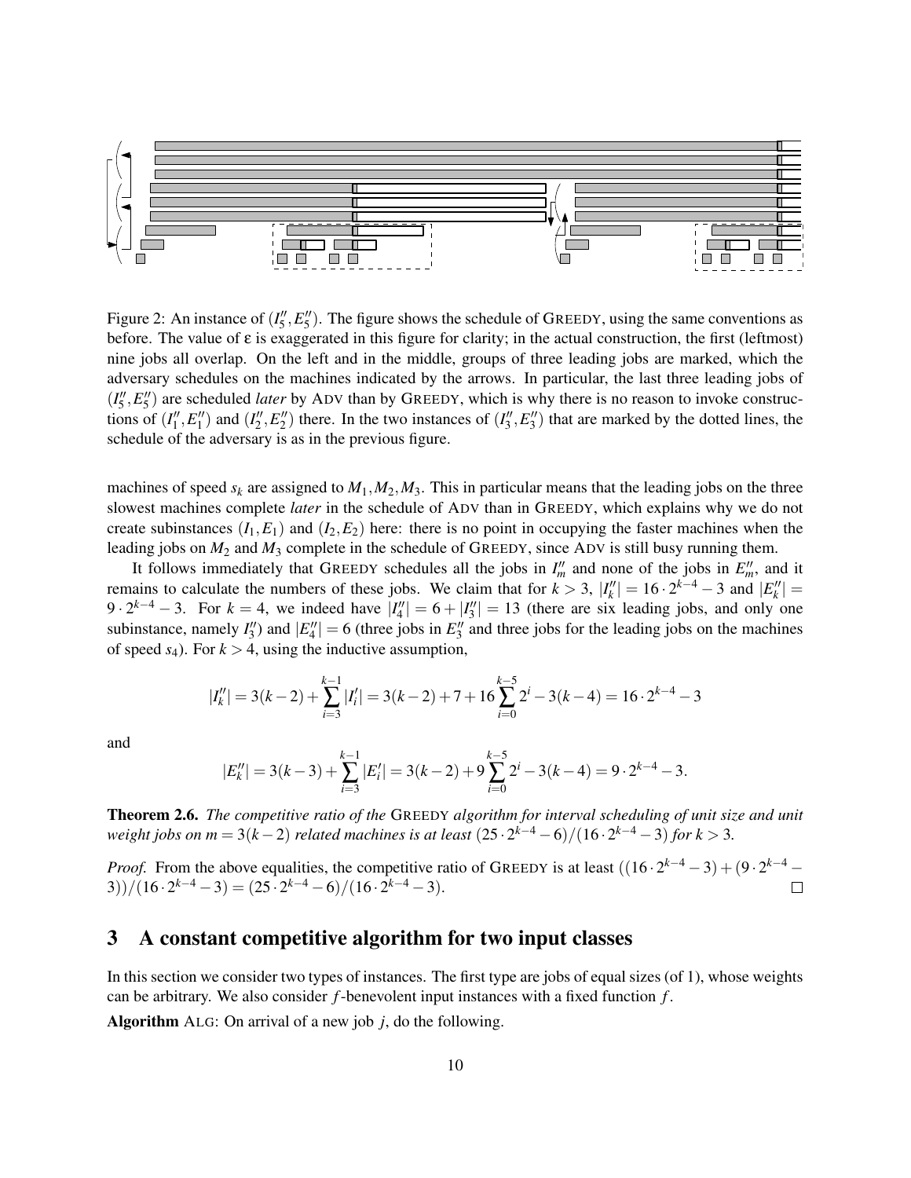Figure 2: An instance of $(I''_5, E''_5)$. The figure shows the schedule of GREEDY, using the same conventions as before. The value of $\varepsilon$ is exaggerated in this figure for clarity; in the actual construction, the first (leftmost) nine jobs all overlap. On the left and in the middle, groups of three leading jobs are marked, which the adversary schedules on the machines indicated by the arrows. In particular, the last three leading jobs of $(I''_5, E''_5)$ are scheduled *later* by ADV than by GREEDY, which is why there is no reason to invoke constructions of $(I''_1, E''_1)$ and $(I''_2, E''_2)$ there. In the two instances of $(I''_3, E''_3)$ that are marked by the dotted lines, the schedule of the adversary is as in the previous figure.

machines of speed $s_k$ are assigned to $M_1, M_2, M_3$. This in particular means that the leading jobs on the three slowest machines complete *later* in the schedule of ADV than in GREEDY, which explains why we do not create subinstances $(I_1, E_1)$ and $(I_2, E_2)$ here: there is no point in occupying the faster machines when the leading jobs on $M_2$ and $M_3$ complete in the schedule of GREEDY, since ADV is still busy running them.

It follows immediately that GREEDY schedules all the jobs in $I''_m$ and none of the jobs in $E''_m$, and it remains to calculate the numbers of these jobs. We claim that for $k > 3$, $|I''_k| = 16 \cdot 2^{k-4} - 3$ and $|E''_k| = 9 \cdot 2^{k-4} - 3$. For $k = 4$, we indeed have $|I''_4| = 6 + |I''_3| = 13$ (there are six leading jobs, and only one subinstance, namely $I''_3$) and $|E''_4| = 6$ (three jobs in $E''_3$ and three jobs for the leading jobs on the machines of speed $s_4$). For $k > 4$, using the inductive assumption,

$$|I''_k| = 3(k-2) + \sum_{i=3}^{k-1} |I'_i| = 3(k-2) + 7 + 16 \sum_{i=0}^{k-5} 2^i - 3(k-4) = 16 \cdot 2^{k-4} - 3$$

and

$$|E''_k| = 3(k-3) + \sum_{i=3}^{k-1} |E'_i| = 3(k-2) + 9 \sum_{i=0}^{k-5} 2^i - 3(k-4) = 9 \cdot 2^{k-4} - 3.$$

**Theorem 2.6.** *The competitive ratio of the* GREEDY *algorithm for interval scheduling of unit size and unit weight jobs on $m = 3(k-2)$ related machines is at least $(25 \cdot 2^{k-4} - 6)/(16 \cdot 2^{k-4} - 3)$ for $k > 3$.*

*Proof.* From the above equalities, the competitive ratio of GREEDY is at least $((16 \cdot 2^{k-4} - 3) + (9 \cdot 2^{k-4} - 3))/(16 \cdot 2^{k-4} - 3) = (25 \cdot 2^{k-4} - 6)/(16 \cdot 2^{k-4} - 3)$. □

## 3 A constant competitive algorithm for two input classes

In this section we consider two types of instances. The first type are jobs of equal sizes (of 1), whose weights can be arbitrary. We also consider $f$-benevolent input instances with a fixed function $f$.

**Algorithm** ALG: On arrival of a new job $j$, do the following.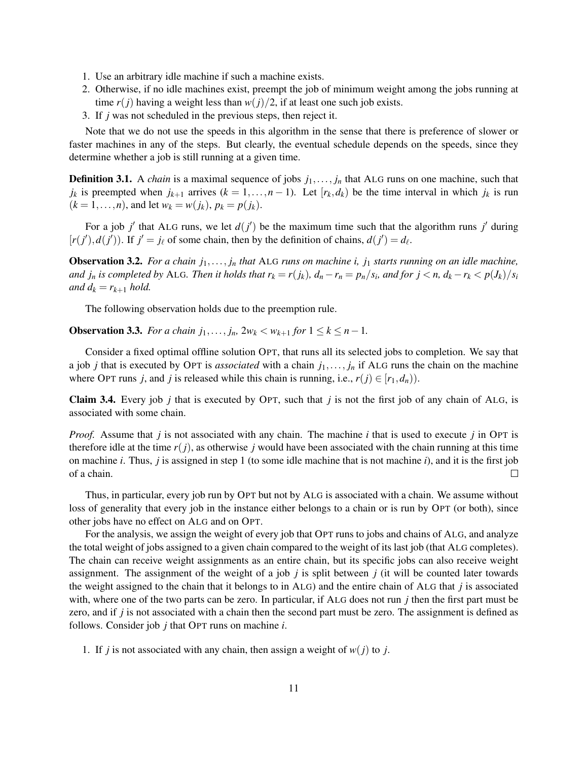1. Use an arbitrary idle machine if such a machine exists.
2. Otherwise, if no idle machines exist, preempt the job of minimum weight among the jobs running at time $r(j)$ having a weight less than $w(j)/2$, if at least one such job exists.
3. If $j$ was not scheduled in the previous steps, then reject it.

Note that we do not use the speeds in this algorithm in the sense that there is preference of slower or faster machines in any of the steps. But clearly, the eventual schedule depends on the speeds, since they determine whether a job is still running at a given time.

**Definition 3.1.** A *chain* is a maximal sequence of jobs $j_1,\ldots,j_n$ that ALG runs on one machine, such that $j_k$ is preempted when $j_{k+1}$ arrives ($k=1,\ldots,n-1$). Let $[r_k,d_k)$ be the time interval in which $j_k$ is run ($k=1,\ldots,n$), and let $w_k=w(j_k)$, $p_k=p(j_k)$.

For a job $j'$ that ALG runs, we let $d(j')$ be the maximum time such that the algorithm runs $j'$ during $[r(j'),d(j'))$. If $j'=j_\ell$ of some chain, then by the definition of chains, $d(j')=d_\ell$.

**Observation 3.2.** *For a chain $j_1,\ldots,j_n$ that* ALG *runs on machine i, $j_1$ starts running on an idle machine, and $j_n$ is completed by* ALG*. Then it holds that $r_k=r(j_k)$, $d_n-r_n=p_n/s_i$, and for $j<n$, $d_k-r_k<p(J_k)/s_i$ and $d_k=r_{k+1}$ hold.*

The following observation holds due to the preemption rule.

**Observation 3.3.** *For a chain $j_1,\ldots,j_n$, $2w_k<w_{k+1}$ for $1\leq k\leq n-1$.*

Consider a fixed optimal offline solution OPT, that runs all its selected jobs to completion. We say that a job $j$ that is executed by OPT is *associated* with a chain $j_1,\ldots,j_n$ if ALG runs the chain on the machine where OPT runs $j$, and $j$ is released while this chain is running, i.e., $r(j)\in[r_1,d_n))$.

**Claim 3.4.** Every job $j$ that is executed by OPT, such that $j$ is not the first job of any chain of ALG, is associated with some chain.

*Proof.* Assume that $j$ is not associated with any chain. The machine $i$ that is used to execute $j$ in OPT is therefore idle at the time $r(j)$, as otherwise $j$ would have been associated with the chain running at this time on machine $i$. Thus, $j$ is assigned in step 1 (to some idle machine that is not machine $i$), and it is the first job of a chain. □

Thus, in particular, every job run by OPT but not by ALG is associated with a chain. We assume without loss of generality that every job in the instance either belongs to a chain or is run by OPT (or both), since other jobs have no effect on ALG and on OPT.

For the analysis, we assign the weight of every job that OPT runs to jobs and chains of ALG, and analyze the total weight of jobs assigned to a given chain compared to the weight of its last job (that ALG completes). The chain can receive weight assignments as an entire chain, but its specific jobs can also receive weight assignment. The assignment of the weight of a job $j$ is split between $j$ (it will be counted later towards the weight assigned to the chain that it belongs to in ALG) and the entire chain of ALG that $j$ is associated with, where one of the two parts can be zero. In particular, if ALG does not run $j$ then the first part must be zero, and if $j$ is not associated with a chain then the second part must be zero. The assignment is defined as follows. Consider job $j$ that OPT runs on machine $i$.

1. If $j$ is not associated with any chain, then assign a weight of $w(j)$ to $j$.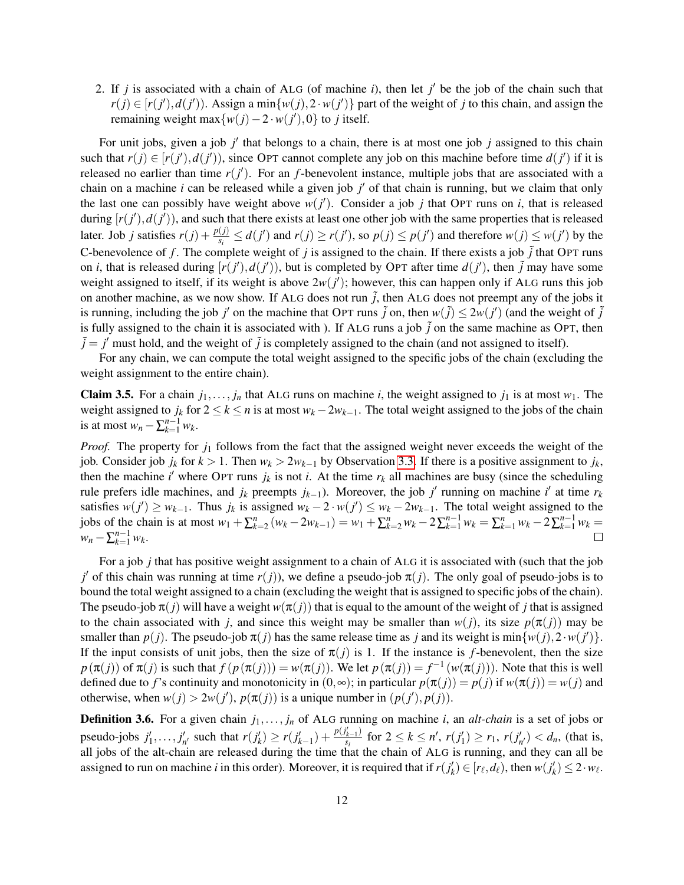2. If $j$ is associated with a chain of ALG (of machine $i$), then let $j'$ be the job of the chain such that $r(j) \in [r(j'), d(j'))$. Assign a $\min\{w(j), 2 \cdot w(j')\}$ part of the weight of $j$ to this chain, and assign the remaining weight $\max\{w(j) - 2 \cdot w(j'), 0\}$ to $j$ itself.

For unit jobs, given a job $j'$ that belongs to a chain, there is at most one job $j$ assigned to this chain such that $r(j) \in [r(j'), d(j'))$, since OPT cannot complete any job on this machine before time $d(j')$ if it is released no earlier than time $r(j')$. For an $f$-benevolent instance, multiple jobs that are associated with a chain on a machine $i$ can be released while a given job $j'$ of that chain is running, but we claim that only the last one can possibly have weight above $w(j')$. Consider a job $j$ that OPT runs on $i$, that is released during $[r(j'), d(j'))$, and such that there exists at least one other job with the same properties that is released later. Job $j$ satisfies $r(j) + \frac{p(j)}{s_i} \leq d(j')$ and $r(j) \geq r(j')$, so $p(j) \leq p(j')$ and therefore $w(j) \leq w(j')$ by the C-benevolence of $f$. The complete weight of $j$ is assigned to the chain. If there exists a job $\tilde{j}$ that OPT runs on $i$, that is released during $[r(j'), d(j'))$, but is completed by OPT after time $d(j')$, then $\tilde{j}$ may have some weight assigned to itself, if its weight is above $2w(j')$; however, this can happen only if ALG runs this job on another machine, as we now show. If ALG does not run $\tilde{j}$, then ALG does not preempt any of the jobs it is running, including the job $j'$ on the machine that OPT runs $\tilde{j}$ on, then $w(\tilde{j}) \leq 2w(j')$ (and the weight of $\tilde{j}$ is fully assigned to the chain it is associated with ). If ALG runs a job $\tilde{j}$ on the same machine as OPT, then $\tilde{j} = j'$ must hold, and the weight of $\tilde{j}$ is completely assigned to the chain (and not assigned to itself).

For any chain, we can compute the total weight assigned to the specific jobs of the chain (excluding the weight assignment to the entire chain).

**Claim 3.5.** For a chain $j_1, \ldots, j_n$ that ALG runs on machine $i$, the weight assigned to $j_1$ is at most $w_1$. The weight assigned to $j_k$ for $2 \leq k \leq n$ is at most $w_k - 2w_{k-1}$. The total weight assigned to the jobs of the chain is at most $w_n - \sum_{k=1}^{n-1} w_k$.

*Proof.* The property for $j_1$ follows from the fact that the assigned weight never exceeds the weight of the job. Consider job $j_k$ for $k > 1$. Then $w_k > 2w_{k-1}$ by Observation 3.3. If there is a positive assignment to $j_k$, then the machine $i'$ where OPT runs $j_k$ is not $i$. At the time $r_k$ all machines are busy (since the scheduling rule prefers idle machines, and $j_k$ preempts $j_{k-1}$). Moreover, the job $j'$ running on machine $i'$ at time $r_k$ satisfies $w(j') \geq w_{k-1}$. Thus $j_k$ is assigned $w_k - 2 \cdot w(j') \leq w_k - 2w_{k-1}$. The total weight assigned to the jobs of the chain is at most $w_1 + \sum_{k=2}^{n}(w_k - 2w_{k-1}) = w_1 + \sum_{k=2}^{n} w_k - 2\sum_{k=1}^{n-1} w_k = \sum_{k=1}^{n} w_k - 2\sum_{k=1}^{n-1} w_k = w_n - \sum_{k=1}^{n-1} w_k$. $\square$

For a job $j$ that has positive weight assignment to a chain of ALG it is associated with (such that the job $j'$ of this chain was running at time $r(j)$), we define a pseudo-job $\pi(j)$. The only goal of pseudo-jobs is to bound the total weight assigned to a chain (excluding the weight that is assigned to specific jobs of the chain). The pseudo-job $\pi(j)$ will have a weight $w(\pi(j))$ that is equal to the amount of the weight of $j$ that is assigned to the chain associated with $j$, and since this weight may be smaller than $w(j)$, its size $p(\pi(j))$ may be smaller than $p(j)$. The pseudo-job $\pi(j)$ has the same release time as $j$ and its weight is $\min\{w(j), 2 \cdot w(j')\}$. If the input consists of unit jobs, then the size of $\pi(j)$ is 1. If the instance is $f$-benevolent, then the size $p(\pi(j))$ of $\pi(j)$ is such that $f(p(\pi(j))) = w(\pi(j))$. We let $p(\pi(j)) = f^{-1}(w(\pi(j)))$. Note that this is well defined due to $f$'s continuity and monotonicity in $(0, \infty)$; in particular $p(\pi(j)) = p(j)$ if $w(\pi(j)) = w(j)$ and otherwise, when $w(j) > 2w(j')$, $p(\pi(j))$ is a unique number in $(p(j'), p(j))$.

**Definition 3.6.** For a given chain $j_1, \ldots, j_n$ of ALG running on machine $i$, an *alt-chain* is a set of jobs or pseudo-jobs $j'_1, \ldots, j'_{n'}$ such that $r(j'_k) \geq r(j'_{k-1}) + \frac{p(j'_{k-1})}{s_i}$ for $2 \leq k \leq n'$, $r(j'_1) \geq r_1$, $r(j'_{n'}) < d_n$, (that is, all jobs of the alt-chain are released during the time that the chain of ALG is running, and they can all be assigned to run on machine $i$ in this order). Moreover, it is required that if $r(j'_k) \in [r_\ell, d_\ell)$, then $w(j'_k) \leq 2 \cdot w_\ell$.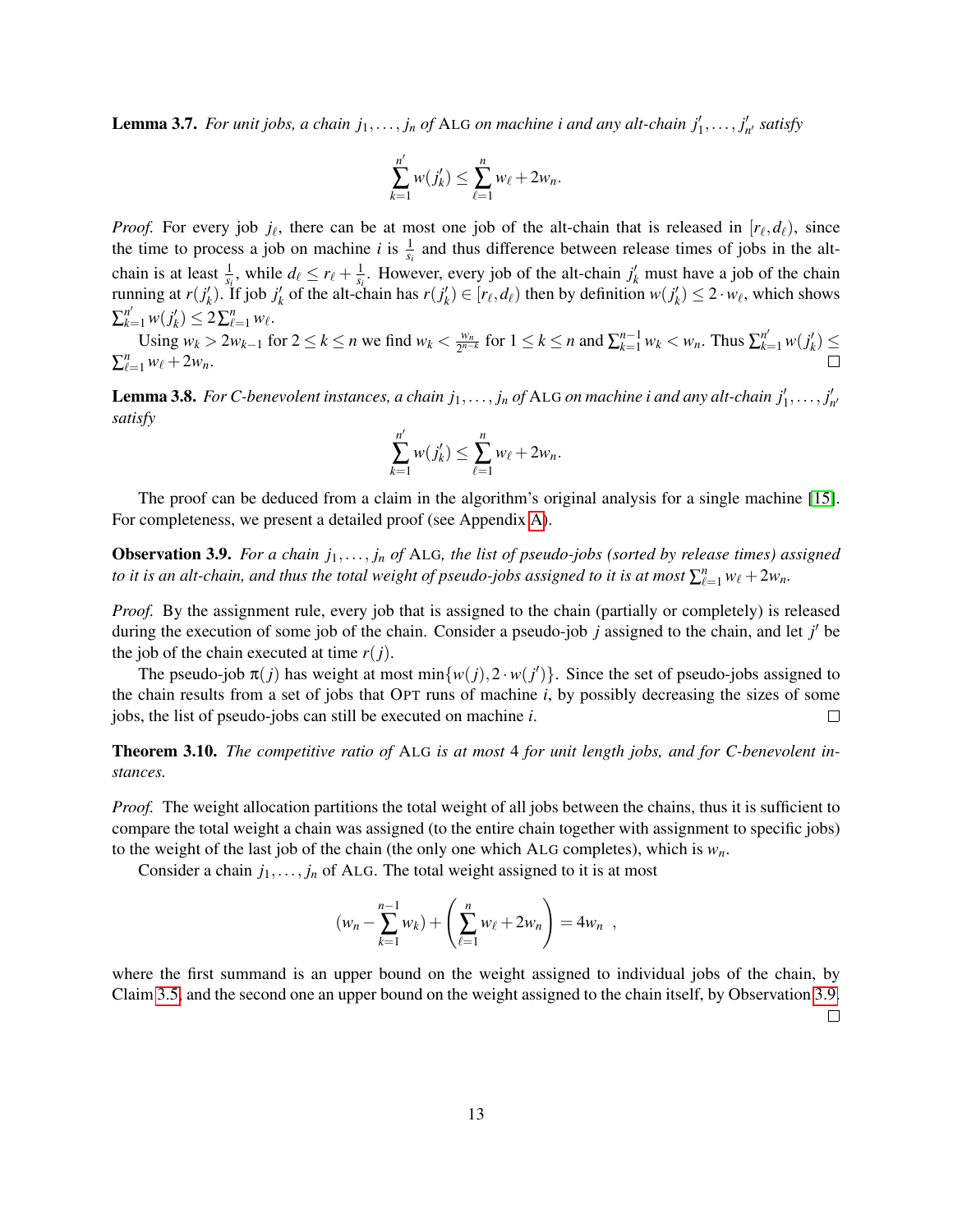**Lemma 3.7.** *For unit jobs, a chain $j_1,\ldots,j_n$ of* ALG *on machine $i$ and any alt-chain $j'_1,\ldots,j'_{n'}$ satisfy*

$$\sum_{k=1}^{n'} w(j'_k) \leq \sum_{\ell=1}^{n} w_\ell + 2w_n.$$

*Proof.* For every job $j_\ell$, there can be at most one job of the alt-chain that is released in $[r_\ell, d_\ell)$, since the time to process a job on machine $i$ is $\frac{1}{s_i}$ and thus difference between release times of jobs in the alt-chain is at least $\frac{1}{s_i}$, while $d_\ell \leq r_\ell + \frac{1}{s_i}$. However, every job of the alt-chain $j'_k$ must have a job of the chain running at $r(j'_k)$. If job $j'_k$ of the alt-chain has $r(j'_k) \in [r_\ell, d_\ell)$ then by definition $w(j'_k) \leq 2 \cdot w_\ell$, which shows $\sum_{k=1}^{n'} w(j'_k) \leq 2\sum_{\ell=1}^{n} w_\ell$.

Using $w_k > 2w_{k-1}$ for $2 \leq k \leq n$ we find $w_k < \frac{w_n}{2^{n-k}}$ for $1 \leq k \leq n$ and $\sum_{k=1}^{n-1} w_k < w_n$. Thus $\sum_{k=1}^{n'} w(j'_k) \leq \sum_{\ell=1}^{n} w_\ell + 2w_n$. □

**Lemma 3.8.** *For $C$-benevolent instances, a chain $j_1,\ldots,j_n$ of* ALG *on machine $i$ and any alt-chain $j'_1,\ldots,j'_{n'}$ satisfy*

$$\sum_{k=1}^{n'} w(j'_k) \leq \sum_{\ell=1}^{n} w_\ell + 2w_n.$$

The proof can be deduced from a claim in the algorithm's original analysis for a single machine [15]. For completeness, we present a detailed proof (see Appendix A).

**Observation 3.9.** *For a chain $j_1,\ldots,j_n$ of* ALG*, the list of pseudo-jobs (sorted by release times) assigned to it is an alt-chain, and thus the total weight of pseudo-jobs assigned to it is at most $\sum_{\ell=1}^{n} w_\ell + 2w_n$.*

*Proof.* By the assignment rule, every job that is assigned to the chain (partially or completely) is released during the execution of some job of the chain. Consider a pseudo-job $j$ assigned to the chain, and let $j'$ be the job of the chain executed at time $r(j)$.

The pseudo-job $\pi(j)$ has weight at most $\min\{w(j), 2 \cdot w(j')\}$. Since the set of pseudo-jobs assigned to the chain results from a set of jobs that OPT runs of machine $i$, by possibly decreasing the sizes of some jobs, the list of pseudo-jobs can still be executed on machine $i$. □

**Theorem 3.10.** *The competitive ratio of* ALG *is at most 4 for unit length jobs, and for $C$-benevolent instances.*

*Proof.* The weight allocation partitions the total weight of all jobs between the chains, thus it is sufficient to compare the total weight a chain was assigned (to the entire chain together with assignment to specific jobs) to the weight of the last job of the chain (the only one which ALG completes), which is $w_n$.

Consider a chain $j_1,\ldots,j_n$ of ALG. The total weight assigned to it is at most

$$(w_n - \sum_{k=1}^{n-1} w_k) + \left(\sum_{\ell=1}^{n} w_\ell + 2w_n\right) = 4w_n \ ,$$

where the first summand is an upper bound on the weight assigned to individual jobs of the chain, by Claim 3.5, and the second one an upper bound on the weight assigned to the chain itself, by Observation 3.9. □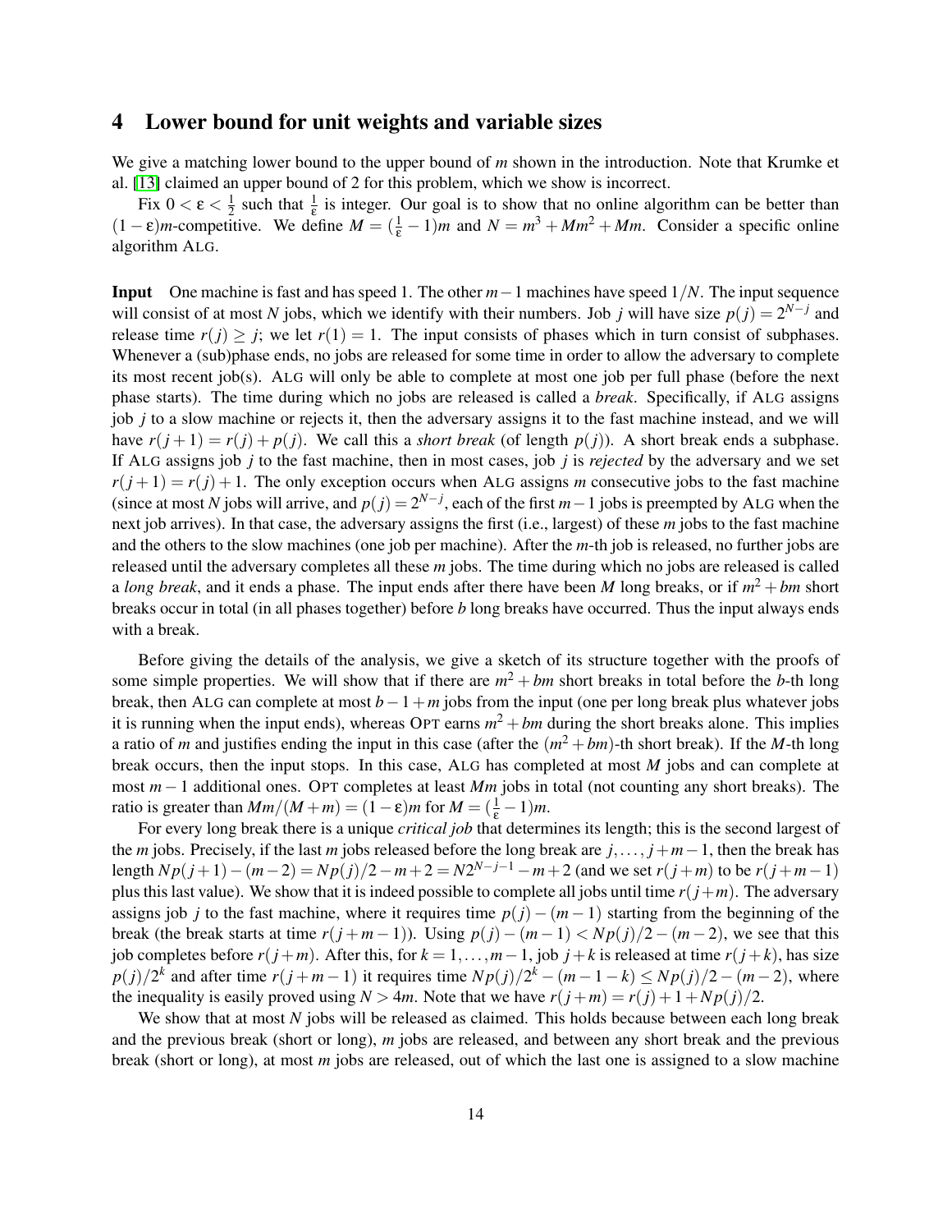## 4 Lower bound for unit weights and variable sizes

We give a matching lower bound to the upper bound of $m$ shown in the introduction. Note that Krumke et al. [13] claimed an upper bound of 2 for this problem, which we show is incorrect.

Fix $0 < \varepsilon < \frac{1}{2}$ such that $\frac{1}{\varepsilon}$ is integer. Our goal is to show that no online algorithm can be better than $(1-\varepsilon)m$-competitive. We define $M = (\frac{1}{\varepsilon} - 1)m$ and $N = m^3 + Mm^2 + Mm$. Consider a specific online algorithm ALG.

**Input** One machine is fast and has speed 1. The other $m-1$ machines have speed $1/N$. The input sequence will consist of at most $N$ jobs, which we identify with their numbers. Job $j$ will have size $p(j) = 2^{N-j}$ and release time $r(j) \geq j$; we let $r(1) = 1$. The input consists of phases which in turn consist of subphases. Whenever a (sub)phase ends, no jobs are released for some time in order to allow the adversary to complete its most recent job(s). ALG will only be able to complete at most one job per full phase (before the next phase starts). The time during which no jobs are released is called a *break*. Specifically, if ALG assigns job $j$ to a slow machine or rejects it, then the adversary assigns it to the fast machine instead, and we will have $r(j+1) = r(j) + p(j)$. We call this a *short break* (of length $p(j)$). A short break ends a subphase. If ALG assigns job $j$ to the fast machine, then in most cases, job $j$ is *rejected* by the adversary and we set $r(j+1) = r(j)+1$. The only exception occurs when ALG assigns $m$ consecutive jobs to the fast machine (since at most $N$ jobs will arrive, and $p(j) = 2^{N-j}$, each of the first $m-1$ jobs is preempted by ALG when the next job arrives). In that case, the adversary assigns the first (i.e., largest) of these $m$ jobs to the fast machine and the others to the slow machines (one job per machine). After the $m$-th job is released, no further jobs are released until the adversary completes all these $m$ jobs. The time during which no jobs are released is called a *long break*, and it ends a phase. The input ends after there have been $M$ long breaks, or if $m^2 + bm$ short breaks occur in total (in all phases together) before $b$ long breaks have occurred. Thus the input always ends with a break.

Before giving the details of the analysis, we give a sketch of its structure together with the proofs of some simple properties. We will show that if there are $m^2 + bm$ short breaks in total before the $b$-th long break, then ALG can complete at most $b - 1 + m$ jobs from the input (one per long break plus whatever jobs it is running when the input ends), whereas OPT earns $m^2 + bm$ during the short breaks alone. This implies a ratio of $m$ and justifies ending the input in this case (after the $(m^2+bm)$-th short break). If the $M$-th long break occurs, then the input stops. In this case, ALG has completed at most $M$ jobs and can complete at most $m-1$ additional ones. OPT completes at least $Mm$ jobs in total (not counting any short breaks). The ratio is greater than $Mm/(M+m) = (1-\varepsilon)m$ for $M = (\frac{1}{\varepsilon} - 1)m$.

For every long break there is a unique *critical job* that determines its length; this is the second largest of the $m$ jobs. Precisely, if the last $m$ jobs released before the long break are $j, \ldots, j+m-1$, then the break has length $Np(j+1) - (m-2) = Np(j)/2 - m + 2 = N2^{N-j-1} - m + 2$ (and we set $r(j+m)$ to be $r(j+m-1)$ plus this last value). We show that it is indeed possible to complete all jobs until time $r(j+m)$. The adversary assigns job $j$ to the fast machine, where it requires time $p(j) - (m-1)$ starting from the beginning of the break (the break starts at time $r(j+m-1)$). Using $p(j) - (m-1) < Np(j)/2 - (m-2)$, we see that this job completes before $r(j+m)$. After this, for $k = 1, \ldots, m-1$, job $j+k$ is released at time $r(j+k)$, has size $p(j)/2^k$ and after time $r(j+m-1)$ it requires time $Np(j)/2^k - (m-1-k) \leq Np(j)/2 - (m-2)$, where the inequality is easily proved using $N > 4m$. Note that we have $r(j+m) = r(j) + 1 + Np(j)/2$.

We show that at most $N$ jobs will be released as claimed. This holds because between each long break and the previous break (short or long), $m$ jobs are released, and between any short break and the previous break (short or long), at most $m$ jobs are released, out of which the last one is assigned to a slow machine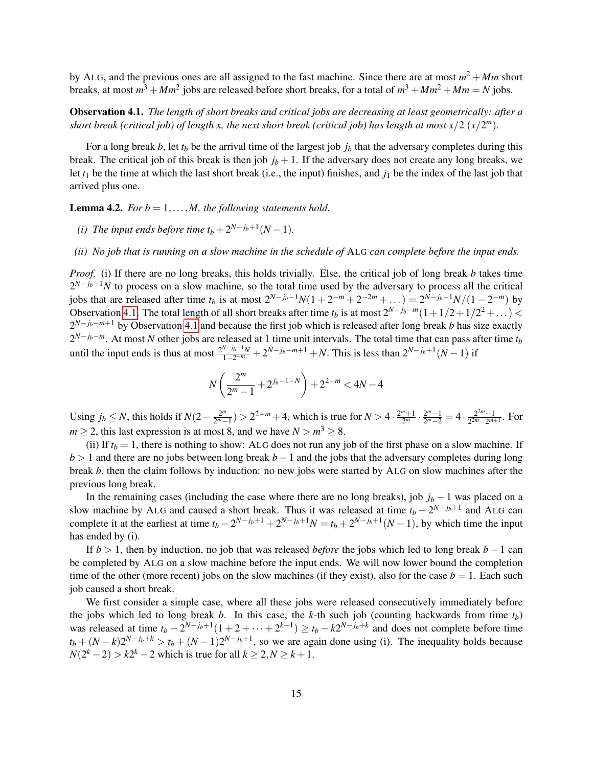by ALG, and the previous ones are all assigned to the fast machine. Since there are at most $m^2 + Mm$ short breaks, at most $m^3 + Mm^2$ jobs are released before short breaks, for a total of $m^3 + Mm^2 + Mm = N$ jobs.

**Observation 4.1.** *The length of short breaks and critical jobs are decreasing at least geometrically: after a short break (critical job) of length $x$, the next short break (critical job) has length at most $x/2$ ($x/2^m$).*

For a long break $b$, let $t_b$ be the arrival time of the largest job $j_b$ that the adversary completes during this break. The critical job of this break is then job $j_b + 1$. If the adversary does not create any long breaks, we let $t_1$ be the time at which the last short break (i.e., the input) finishes, and $j_1$ be the index of the last job that arrived plus one.

**Lemma 4.2.** *For $b = 1, \ldots, M$, the following statements hold.*

*(i) The input ends before time $t_b + 2^{N-j_b+1}(N-1)$.*

*(ii) No job that is running on a slow machine in the schedule of* ALG *can complete before the input ends.*

*Proof.* (i) If there are no long breaks, this holds trivially. Else, the critical job of long break $b$ takes time $2^{N-j_b-1}N$ to process on a slow machine, so the total time used by the adversary to process all the critical jobs that are released after time $t_b$ is at most $2^{N-j_b-1}N(1+2^{-m}+2^{-2m}+\ldots) = 2^{N-j_b-1}N/(1-2^{-m})$ by Observation 4.1. The total length of all short breaks after time $t_b$ is at most $2^{N-j_b-m}(1+1/2+1/2^2+\ldots) < 2^{N-j_b-m+1}$ by Observation 4.1 and because the first job which is released after long break $b$ has size exactly $2^{N-j_b-m}$. At most $N$ other jobs are released at 1 time unit intervals. The total time that can pass after time $t_b$ until the input ends is thus at most $\frac{2^{N-j_b-1}N}{1-2^{-m}} + 2^{N-j_b-m+1} + N$. This is less than $2^{N-j_b+1}(N-1)$ if

$$N\left(\frac{2^m}{2^m-1} + 2^{j_b+1-N}\right) + 2^{2-m} < 4N - 4$$

Using $j_b \le N$, this holds if $N(2 - \frac{2^m}{2^m-1}) > 2^{2-m} + 4$, which is true for $N > 4 \cdot \frac{2^m+1}{2^m} \cdot \frac{2^m-1}{2^m-2} = 4 \cdot \frac{2^{2m}-1}{2^{2m}-2^{m+1}}$. For $m \ge 2$, this last expression is at most 8, and we have $N > m^3 \ge 8$.

(ii) If $t_b = 1$, there is nothing to show: ALG does not run any job of the first phase on a slow machine. If $b > 1$ and there are no jobs between long break $b-1$ and the jobs that the adversary completes during long break $b$, then the claim follows by induction: no new jobs were started by ALG on slow machines after the previous long break.

In the remaining cases (including the case where there are no long breaks), job $j_b - 1$ was placed on a slow machine by ALG and caused a short break. Thus it was released at time $t_b - 2^{N-j_b+1}$ and ALG can complete it at the earliest at time $t_b - 2^{N-j_b+1} + 2^{N-j_b+1}N = t_b + 2^{N-j_b+1}(N-1)$, by which time the input has ended by (i).

If $b > 1$, then by induction, no job that was released *before* the jobs which led to long break $b-1$ can be completed by ALG on a slow machine before the input ends. We will now lower bound the completion time of the other (more recent) jobs on the slow machines (if they exist), also for the case $b = 1$. Each such job caused a short break.

We first consider a simple case, where all these jobs were released consecutively immediately before the jobs which led to long break $b$. In this case, the $k$-th such job (counting backwards from time $t_b$) was released at time $t_b - 2^{N-j_b+1}(1+2+\cdots+2^{k-1}) \ge t_b - k2^{N-j_b+k}$ and does not complete before time $t_b + (N-k)2^{N-j_b+k} > t_b + (N-1)2^{N-j_b+1}$, so we are again done using (i). The inequality holds because $N(2^k - 2) > k2^k - 2$ which is true for all $k \ge 2, N \ge k+1$.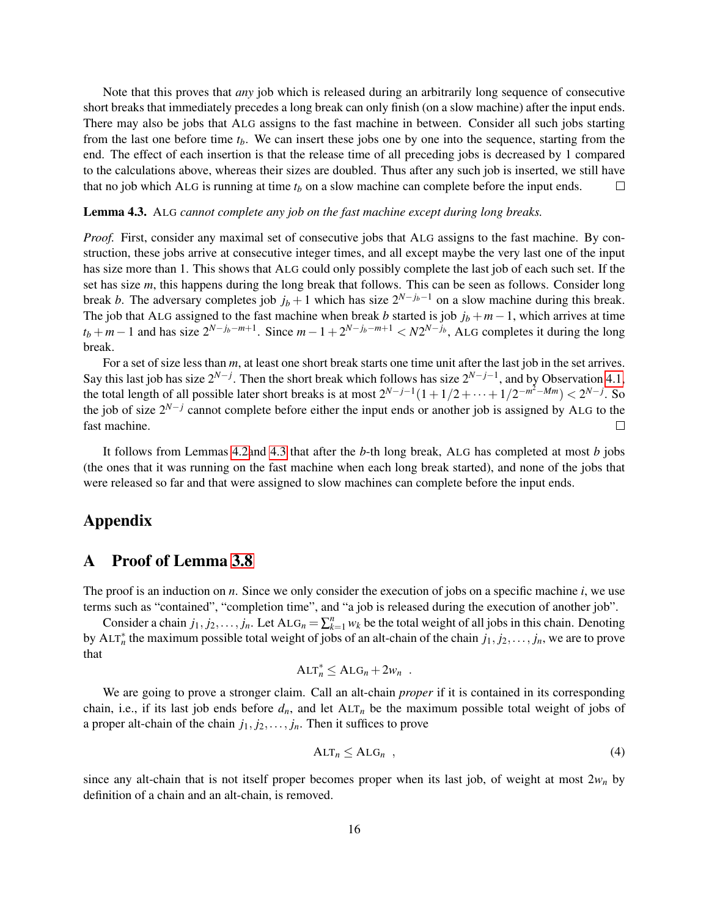Note that this proves that *any* job which is released during an arbitrarily long sequence of consecutive short breaks that immediately precedes a long break can only finish (on a slow machine) after the input ends. There may also be jobs that ALG assigns to the fast machine in between. Consider all such jobs starting from the last one before time $t_b$. We can insert these jobs one by one into the sequence, starting from the end. The effect of each insertion is that the release time of all preceding jobs is decreased by 1 compared to the calculations above, whereas their sizes are doubled. Thus after any such job is inserted, we still have that no job which ALG is running at time $t_b$ on a slow machine can complete before the input ends. □

**Lemma 4.3.** ALG *cannot complete any job on the fast machine except during long breaks.*

*Proof.* First, consider any maximal set of consecutive jobs that ALG assigns to the fast machine. By construction, these jobs arrive at consecutive integer times, and all except maybe the very last one of the input has size more than 1. This shows that ALG could only possibly complete the last job of each such set. If the set has size $m$, this happens during the long break that follows. This can be seen as follows. Consider long break $b$. The adversary completes job $j_b+1$ which has size $2^{N-j_b-1}$ on a slow machine during this break. The job that ALG assigned to the fast machine when break $b$ started is job $j_b+m-1$, which arrives at time $t_b+m-1$ and has size $2^{N-j_b-m+1}$. Since $m-1+2^{N-j_b-m+1} < N2^{N-j_b}$, ALG completes it during the long break.

For a set of size less than $m$, at least one short break starts one time unit after the last job in the set arrives. Say this last job has size $2^{N-j}$. Then the short break which follows has size $2^{N-j-1}$, and by Observation 4.1, the total length of all possible later short breaks is at most $2^{N-j-1}(1+1/2+\cdots+1/2^{-m^2-Mm}) < 2^{N-j}$. So the job of size $2^{N-j}$ cannot complete before either the input ends or another job is assigned by ALG to the fast machine. □

It follows from Lemmas 4.2and 4.3 that after the $b$-th long break, ALG has completed at most $b$ jobs (the ones that it was running on the fast machine when each long break started), and none of the jobs that were released so far and that were assigned to slow machines can complete before the input ends.

# Appendix

## A Proof of Lemma 3.8

The proof is an induction on $n$. Since we only consider the execution of jobs on a specific machine $i$, we use terms such as "contained", "completion time", and "a job is released during the execution of another job".

Consider a chain $j_1, j_2, \ldots, j_n$. Let $\text{ALG}_n = \sum_{k=1}^{n} w_k$ be the total weight of all jobs in this chain. Denoting by $\text{ALT}_n^*$ the maximum possible total weight of jobs of an alt-chain of the chain $j_1, j_2, \ldots, j_n$, we are to prove that

$$\text{ALT}_n^* \leq \text{ALG}_n + 2w_n \quad .$$

We are going to prove a stronger claim. Call an alt-chain *proper* if it is contained in its corresponding chain, i.e., if its last job ends before $d_n$, and let $\text{ALT}_n$ be the maximum possible total weight of jobs of a proper alt-chain of the chain $j_1, j_2, \ldots, j_n$. Then it suffices to prove

$$\text{ALT}_n \leq \text{ALG}_n \quad , \tag{4}$$

since any alt-chain that is not itself proper becomes proper when its last job, of weight at most $2w_n$ by definition of a chain and an alt-chain, is removed.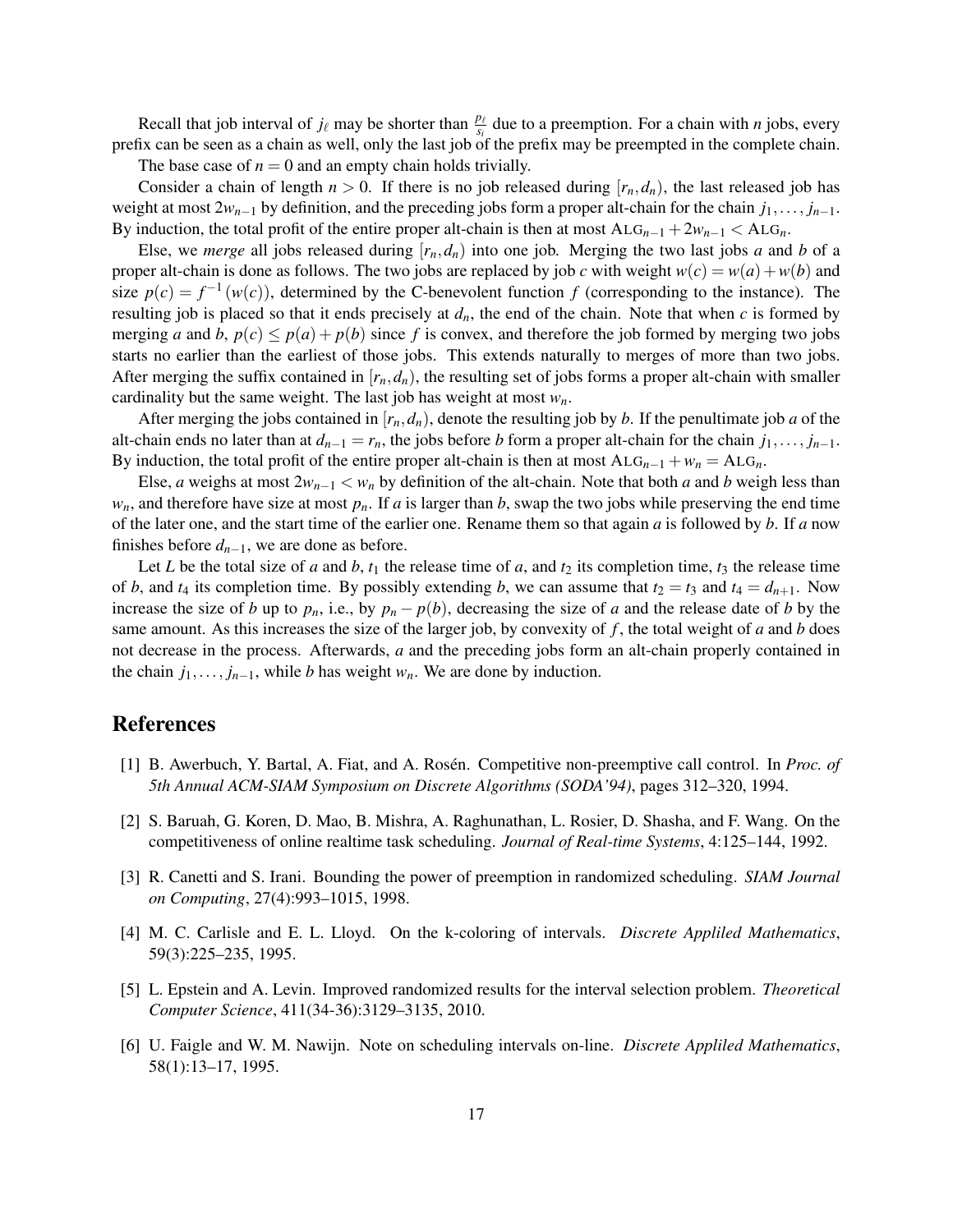Recall that job interval of $j_\ell$ may be shorter than $\frac{p_\ell}{s_i}$ due to a preemption. For a chain with $n$ jobs, every prefix can be seen as a chain as well, only the last job of the prefix may be preempted in the complete chain.

The base case of $n = 0$ and an empty chain holds trivially.

Consider a chain of length $n > 0$. If there is no job released during $[r_n, d_n)$, the last released job has weight at most $2w_{n-1}$ by definition, and the preceding jobs form a proper alt-chain for the chain $j_1, \ldots, j_{n-1}$. By induction, the total profit of the entire proper alt-chain is then at most $\text{ALG}_{n-1} + 2w_{n-1} < \text{ALG}_n$.

Else, we *merge* all jobs released during $[r_n, d_n)$ into one job. Merging the two last jobs $a$ and $b$ of a proper alt-chain is done as follows. The two jobs are replaced by job $c$ with weight $w(c) = w(a) + w(b)$ and size $p(c) = f^{-1}(w(c))$, determined by the C-benevolent function $f$ (corresponding to the instance). The resulting job is placed so that it ends precisely at $d_n$, the end of the chain. Note that when $c$ is formed by merging $a$ and $b$, $p(c) \leq p(a) + p(b)$ since $f$ is convex, and therefore the job formed by merging two jobs starts no earlier than the earliest of those jobs. This extends naturally to merges of more than two jobs. After merging the suffix contained in $[r_n, d_n)$, the resulting set of jobs forms a proper alt-chain with smaller cardinality but the same weight. The last job has weight at most $w_n$.

After merging the jobs contained in $[r_n, d_n)$, denote the resulting job by $b$. If the penultimate job $a$ of the alt-chain ends no later than at $d_{n-1} = r_n$, the jobs before $b$ form a proper alt-chain for the chain $j_1, \ldots, j_{n-1}$. By induction, the total profit of the entire proper alt-chain is then at most $\text{ALG}_{n-1} + w_n = \text{ALG}_n$.

Else, $a$ weighs at most $2w_{n-1} < w_n$ by definition of the alt-chain. Note that both $a$ and $b$ weigh less than $w_n$, and therefore have size at most $p_n$. If $a$ is larger than $b$, swap the two jobs while preserving the end time of the later one, and the start time of the earlier one. Rename them so that again $a$ is followed by $b$. If $a$ now finishes before $d_{n-1}$, we are done as before.

Let $L$ be the total size of $a$ and $b$, $t_1$ the release time of $a$, and $t_2$ its completion time, $t_3$ the release time of $b$, and $t_4$ its completion time. By possibly extending $b$, we can assume that $t_2 = t_3$ and $t_4 = d_{n+1}$. Now increase the size of $b$ up to $p_n$, i.e., by $p_n - p(b)$, decreasing the size of $a$ and the release date of $b$ by the same amount. As this increases the size of the larger job, by convexity of $f$, the total weight of $a$ and $b$ does not decrease in the process. Afterwards, $a$ and the preceding jobs form an alt-chain properly contained in the chain $j_1, \ldots, j_{n-1}$, while $b$ has weight $w_n$. We are done by induction.

# References

[1] B. Awerbuch, Y. Bartal, A. Fiat, and A. Rosén. Competitive non-preemptive call control. In *Proc. of 5th Annual ACM-SIAM Symposium on Discrete Algorithms (SODA'94)*, pages 312–320, 1994.

[2] S. Baruah, G. Koren, D. Mao, B. Mishra, A. Raghunathan, L. Rosier, D. Shasha, and F. Wang. On the competitiveness of online realtime task scheduling. *Journal of Real-time Systems*, 4:125–144, 1992.

[3] R. Canetti and S. Irani. Bounding the power of preemption in randomized scheduling. *SIAM Journal on Computing*, 27(4):993–1015, 1998.

[4] M. C. Carlisle and E. L. Lloyd. On the k-coloring of intervals. *Discrete Appliled Mathematics*, 59(3):225–235, 1995.

[5] L. Epstein and A. Levin. Improved randomized results for the interval selection problem. *Theoretical Computer Science*, 411(34-36):3129–3135, 2010.

[6] U. Faigle and W. M. Nawijn. Note on scheduling intervals on-line. *Discrete Appliled Mathematics*, 58(1):13–17, 1995.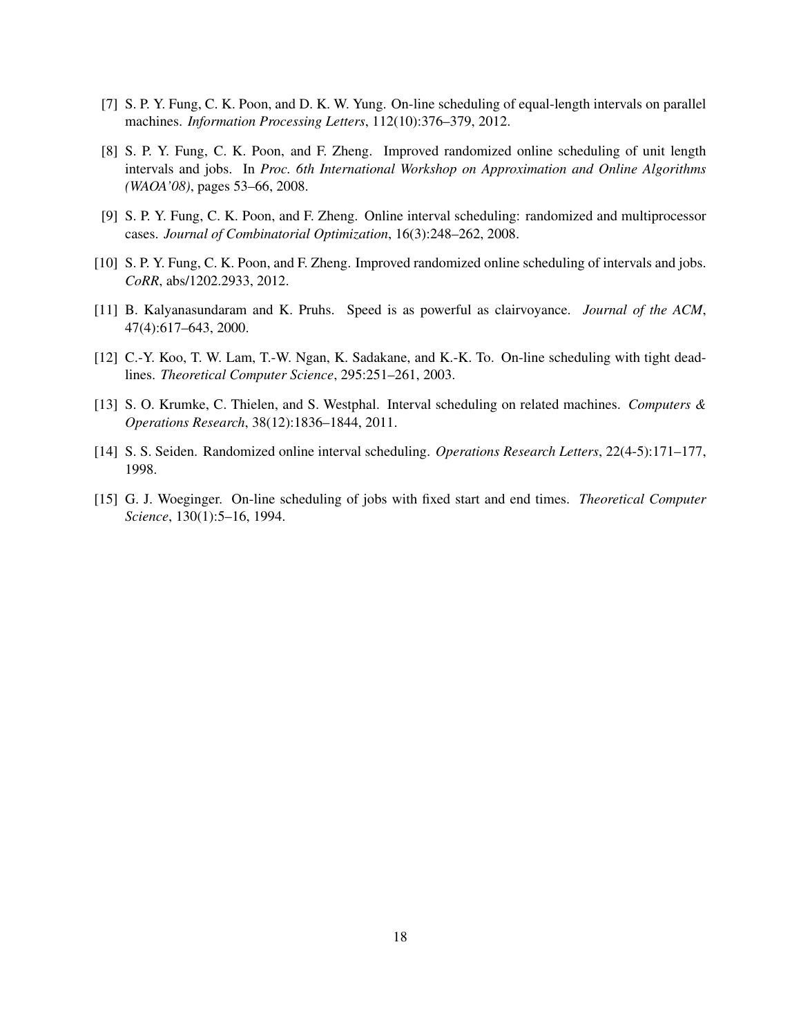[7] S. P. Y. Fung, C. K. Poon, and D. K. W. Yung. On-line scheduling of equal-length intervals on parallel machines. *Information Processing Letters*, 112(10):376–379, 2012.

[8] S. P. Y. Fung, C. K. Poon, and F. Zheng. Improved randomized online scheduling of unit length intervals and jobs. In *Proc. 6th International Workshop on Approximation and Online Algorithms (WAOA'08)*, pages 53–66, 2008.

[9] S. P. Y. Fung, C. K. Poon, and F. Zheng. Online interval scheduling: randomized and multiprocessor cases. *Journal of Combinatorial Optimization*, 16(3):248–262, 2008.

[10] S. P. Y. Fung, C. K. Poon, and F. Zheng. Improved randomized online scheduling of intervals and jobs. *CoRR*, abs/1202.2933, 2012.

[11] B. Kalyanasundaram and K. Pruhs. Speed is as powerful as clairvoyance. *Journal of the ACM*, 47(4):617–643, 2000.

[12] C.-Y. Koo, T. W. Lam, T.-W. Ngan, K. Sadakane, and K.-K. To. On-line scheduling with tight deadlines. *Theoretical Computer Science*, 295:251–261, 2003.

[13] S. O. Krumke, C. Thielen, and S. Westphal. Interval scheduling on related machines. *Computers & Operations Research*, 38(12):1836–1844, 2011.

[14] S. S. Seiden. Randomized online interval scheduling. *Operations Research Letters*, 22(4-5):171–177, 1998.

[15] G. J. Woeginger. On-line scheduling of jobs with fixed start and end times. *Theoretical Computer Science*, 130(1):5–16, 1994.